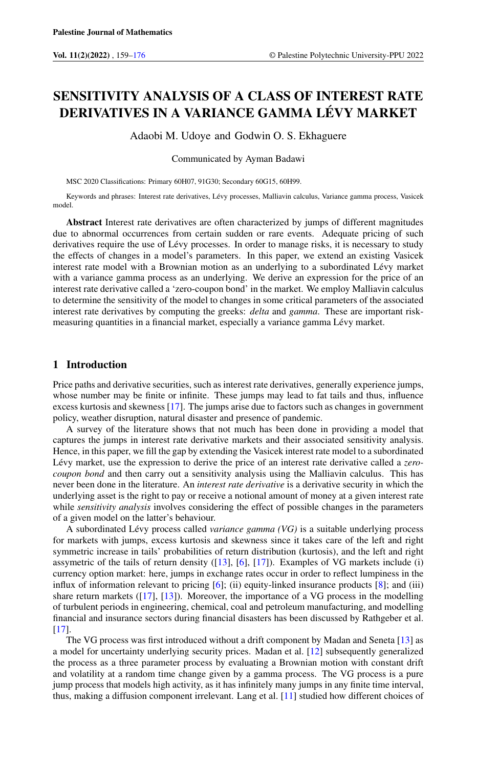# SENSITIVITY ANALYSIS OF A CLASS OF INTEREST RATE DERIVATIVES IN A VARIANCE GAMMA LÉVY MARKET

Adaobi M. Udoye and Godwin O. S. Ekhaguere

Communicated by Ayman Badawi

MSC 2020 Classifications: Primary 60H07, 91G30; Secondary 60G15, 60H99.

Keywords and phrases: Interest rate derivatives, Lévy processes, Malliavin calculus, Variance gamma process, Vasicek model.

**Abstract** Interest rate derivatives are often characterized by jumps of different magnitudes due to abnormal occurrences from certain sudden or rare events. Adequate pricing of such derivatives require the use of Lévy processes. In order to manage risks, it is necessary to study the effects of changes in a model's parameters. In this paper, we extend an existing Vasicek interest rate model with a Brownian motion as an underlying to a subordinated Lévy market with a variance gamma process as an underlying. We derive an expression for the price of an interest rate derivative called a 'zero-coupon bond' in the market. We employ Malliavin calculus to determine the sensitivity of the model to changes in some critical parameters of the associated interest rate derivatives by computing the greeks: *delta* and *gamma*. These are important risk-measuring quantities in a financial market, especially a variance gamma Lévy market.

## 1 Introduction

Price paths and derivative securities, such as interest rate derivatives, generally experience jumps, whose number may be finite or infinite. These jumps may lead to fat tails and thus, influence excess kurtosis and skewness [17]. The jumps arise due to factors such as changes in government policy, weather disruption, natural disaster and presence of pandemic.

A survey of the literature shows that not much has been done in providing a model that captures the jumps in interest rate derivative markets and their associated sensitivity analysis. Hence, in this paper, we fill the gap by extending the Vasicek interest rate model to a subordinated Lévy market, use the expression to derive the price of an interest rate derivative called a *zero-coupon bond* and then carry out a sensitivity analysis using the Malliavin calculus. This has never been done in the literature. An *interest rate derivative* is a derivative security in which the underlying asset is the right to pay or receive a notional amount of money at a given interest rate while *sensitivity analysis* involves considering the effect of possible changes in the parameters of a given model on the latter's behaviour.

A subordinated Lévy process called *variance gamma (VG)* is a suitable underlying process for markets with jumps, excess kurtosis and skewness since it takes care of the left and right symmetric increase in tails' probabilities of return distribution (kurtosis), and the left and right assymetric of the tails of return density ([13], [6], [17]). Examples of VG markets include (i) currency option market: here, jumps in exchange rates occur in order to reflect lumpiness in the influx of information relevant to pricing [6]; (ii) equity-linked insurance products [8]; and (iii) share return markets ([17], [13]). Moreover, the importance of a VG process in the modelling of turbulent periods in engineering, chemical, coal and petroleum manufacturing, and modelling financial and insurance sectors during financial disasters has been discussed by Rathgeber et al. [17].

The VG process was first introduced without a drift component by Madan and Seneta [13] as a model for uncertainty underlying security prices. Madan et al. [12] subsequently generalized the process as a three parameter process by evaluating a Brownian motion with constant drift and volatility at a random time change given by a gamma process. The VG process is a pure jump process that models high activity, as it has infinitely many jumps in any finite time interval, thus, making a diffusion component irrelevant. Lang et al. [11] studied how different choices of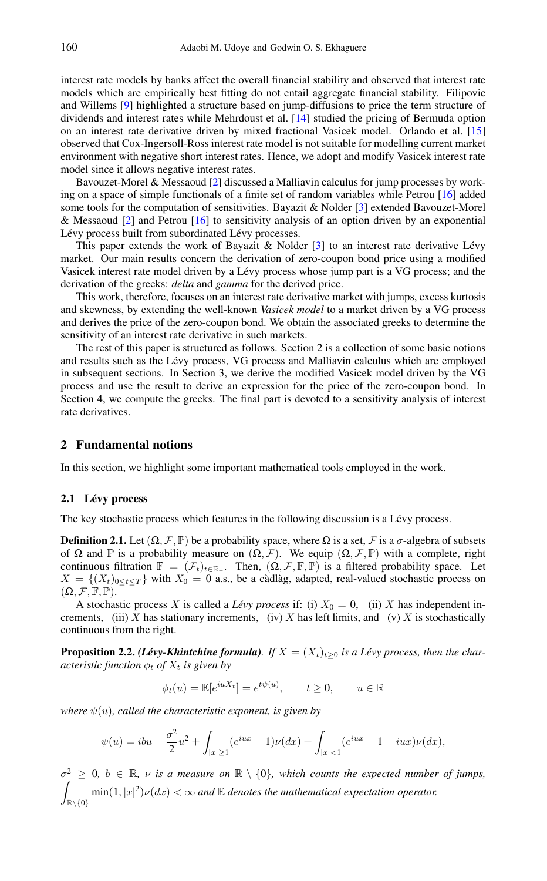interest rate models by banks affect the overall financial stability and observed that interest rate models which are empirically best fitting do not entail aggregate financial stability. Filipovic and Willems [9] highlighted a structure based on jump-diffusions to price the term structure of dividends and interest rates while Mehrdoust et al. [14] studied the pricing of Bermuda option on an interest rate derivative driven by mixed fractional Vasicek model. Orlando et al. [15] observed that Cox-Ingersoll-Ross interest rate model is not suitable for modelling current market environment with negative short interest rates. Hence, we adopt and modify Vasicek interest rate model since it allows negative interest rates.

Bavouzet-Morel & Messaoud [2] discussed a Malliavin calculus for jump processes by working on a space of simple functionals of a finite set of random variables while Petrou [16] added some tools for the computation of sensitivities. Bayazit & Nolder [3] extended Bavouzet-Morel & Messaoud [2] and Petrou [16] to sensitivity analysis of an option driven by an exponential Lévy process built from subordinated Lévy processes.

This paper extends the work of Bayazit & Nolder [3] to an interest rate derivative Lévy market. Our main results concern the derivation of zero-coupon bond price using a modified Vasicek interest rate model driven by a Lévy process whose jump part is a VG process; and the derivation of the greeks: *delta* and *gamma* for the derived price.

This work, therefore, focuses on an interest rate derivative market with jumps, excess kurtosis and skewness, by extending the well-known *Vasicek model* to a market driven by a VG process and derives the price of the zero-coupon bond. We obtain the associated greeks to determine the sensitivity of an interest rate derivative in such markets.

The rest of this paper is structured as follows. Section 2 is a collection of some basic notions and results such as the Lévy process, VG process and Malliavin calculus which are employed in subsequent sections. In Section 3, we derive the modified Vasicek model driven by the VG process and use the result to derive an expression for the price of the zero-coupon bond. In Section 4, we compute the greeks. The final part is devoted to a sensitivity analysis of interest rate derivatives.

## 2 Fundamental notions

In this section, we highlight some important mathematical tools employed in the work.

### 2.1 Lévy process

The key stochastic process which features in the following discussion is a Lévy process.

**Definition 2.1.** Let $(\Omega, \mathcal{F}, \mathbb{P})$ be a probability space, where $\Omega$ is a set, $\mathcal{F}$ is a $\sigma$-algebra of subsets of $\Omega$ and $\mathbb{P}$ is a probability measure on $(\Omega, \mathcal{F})$. We equip $(\Omega, \mathcal{F}, \mathbb{P})$ with a complete, right continuous filtration $\mathbb{F} = (\mathcal{F}_t)_{t \in \mathbb{R}_+}$. Then, $(\Omega, \mathcal{F}, \mathbb{F}, \mathbb{P})$ is a filtered probability space. Let $X = \{(X_t)_{0 \leq t \leq T}\}$ with $X_0 = 0$ a.s., be a càdlàg, adapted, real-valued stochastic process on $(\Omega, \mathcal{F}, \mathbb{F}, \mathbb{P})$.

A stochastic process $X$ is called a *Lévy process* if: (i) $X_0 = 0$, (ii) $X$ has independent increments, (iii) $X$ has stationary increments, (iv) $X$ has left limits, and (v) $X$ is stochastically continuous from the right.

**Proposition 2.2.** ***(Lévy-Khintchine formula)****. If $X = (X_t)_{t \geq 0}$ is a Lévy process, then the characteristic function $\phi_t$ of $X_t$ is given by*

$$\phi_t(u) = \mathbb{E}[e^{iuX_t}] = e^{t\psi(u)}, \qquad t \geq 0, \qquad u \in \mathbb{R}$$

*where $\psi(u)$, called the characteristic exponent, is given by*

$$\psi(u) = ibu - \frac{\sigma^2}{2}u^2 + \int_{|x| \geq 1} (e^{iux} - 1)\nu(dx) + \int_{|x| < 1} (e^{iux} - 1 - iux)\nu(dx),$$

*$\sigma^2 \geq 0$, $b \in \mathbb{R}$, $\nu$ is a measure on $\mathbb{R} \setminus \{0\}$, which counts the expected number of jumps, $\displaystyle\int_{\mathbb{R} \setminus \{0\}} \min(1, |x|^2)\nu(dx) < \infty$ and $\mathbb{E}$ denotes the mathematical expectation operator.*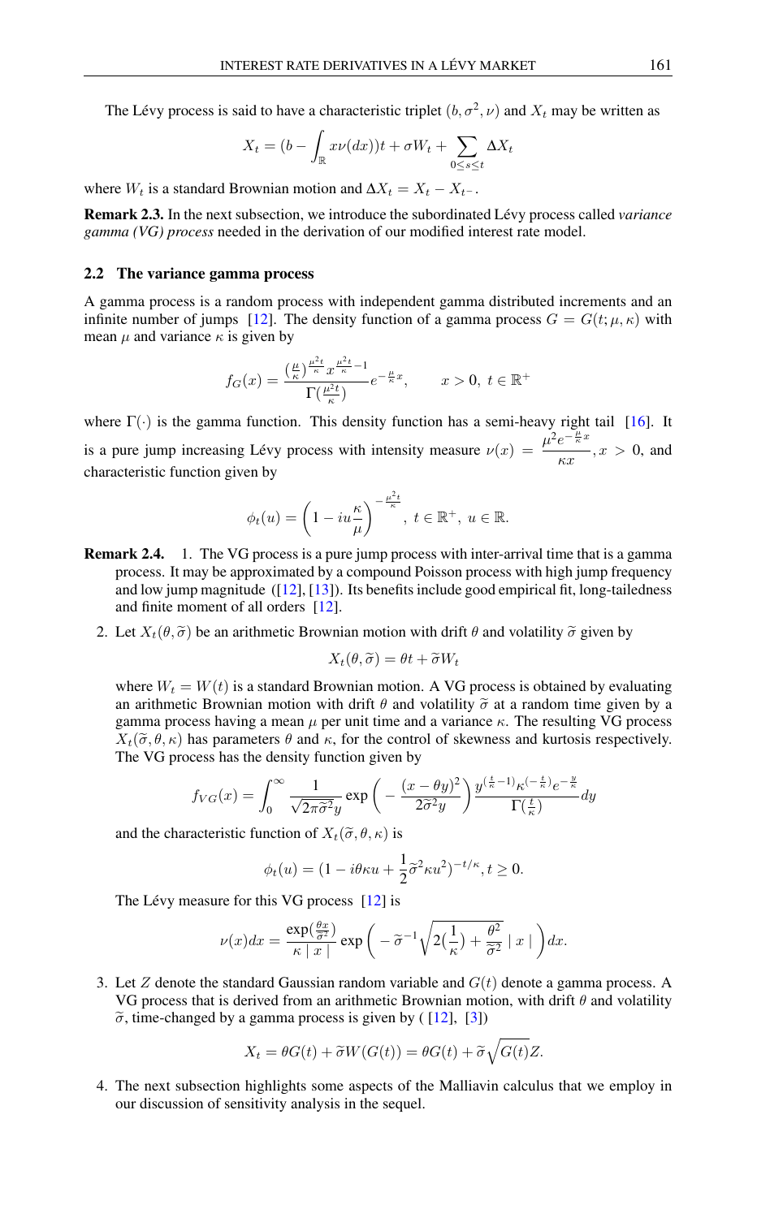The Lévy process is said to have a characteristic triplet $(b, \sigma^2, \nu)$ and $X_t$ may be written as

$$X_t = (b - \int_{\mathbb{R}} x\nu(dx))t + \sigma W_t + \sum_{0 \leq s \leq t} \Delta X_t$$

where $W_t$ is a standard Brownian motion and $\Delta X_t = X_t - X_{t^-}$.

**Remark 2.3.** In the next subsection, we introduce the subordinated Lévy process called *variance gamma (VG) process* needed in the derivation of our modified interest rate model.

### 2.2 The variance gamma process

A gamma process is a random process with independent gamma distributed increments and an infinite number of jumps [12]. The density function of a gamma process $G = G(t; \mu, \kappa)$ with mean $\mu$ and variance $\kappa$ is given by

$$f_G(x) = \frac{(\frac{\mu}{\kappa})^{\frac{\mu^2 t}{\kappa}} x^{\frac{\mu^2 t}{\kappa} - 1}}{\Gamma(\frac{\mu^2 t}{\kappa})} e^{-\frac{\mu}{\kappa} x}, \qquad x > 0,\ t \in \mathbb{R}^+$$

where $\Gamma(\cdot)$ is the gamma function. This density function has a semi-heavy right tail [16]. It is a pure jump increasing Lévy process with intensity measure $\nu(x) = \dfrac{\mu^2 e^{-\frac{\mu}{\kappa} x}}{\kappa x}, x > 0$, and characteristic function given by

$$\phi_t(u) = \left(1 - iu\frac{\kappa}{\mu}\right)^{-\frac{\mu^2 t}{\kappa}},\ t \in \mathbb{R}^+,\ u \in \mathbb{R}.$$

**Remark 2.4.**

1. The VG process is a pure jump process with inter-arrival time that is a gamma process. It may be approximated by a compound Poisson process with high jump frequency and low jump magnitude ([12], [13]). Its benefits include good empirical fit, long-tailedness and finite moment of all orders [12].

2. Let $X_t(\theta, \widetilde{\sigma})$ be an arithmetic Brownian motion with drift $\theta$ and volatility $\widetilde{\sigma}$ given by

   $$X_t(\theta, \widetilde{\sigma}) = \theta t + \widetilde{\sigma} W_t$$

   where $W_t = W(t)$ is a standard Brownian motion. A VG process is obtained by evaluating an arithmetic Brownian motion with drift $\theta$ and volatility $\widetilde{\sigma}$ at a random time given by a gamma process having a mean $\mu$ per unit time and a variance $\kappa$. The resulting VG process $X_t(\widetilde{\sigma}, \theta, \kappa)$ has parameters $\theta$ and $\kappa$, for the control of skewness and kurtosis respectively. The VG process has the density function given by

   $$f_{VG}(x) = \int_0^\infty \frac{1}{\sqrt{2\pi\widetilde{\sigma}^2 y}} \exp\left(-\frac{(x - \theta y)^2}{2\widetilde{\sigma}^2 y}\right) \frac{y^{(\frac{t}{\kappa} - 1)} \kappa^{(-\frac{t}{\kappa})} e^{-\frac{y}{\kappa}}}{\Gamma(\frac{t}{\kappa})} dy$$

   and the characteristic function of $X_t(\widetilde{\sigma}, \theta, \kappa)$ is

   $$\phi_t(u) = (1 - i\theta\kappa u + \frac{1}{2}\widetilde{\sigma}^2 \kappa u^2)^{-t/\kappa}, t \geq 0.$$

   The Lévy measure for this VG process [12] is

   $$\nu(x)dx = \frac{\exp(\frac{\theta x}{\widetilde{\sigma}^2})}{\kappa \mid x \mid} \exp\left(-\widetilde{\sigma}^{-1}\sqrt{2(\frac{1}{\kappa}) + \frac{\theta^2}{\widetilde{\sigma}^2}} \mid x \mid\right) dx.$$

3. Let $Z$ denote the standard Gaussian random variable and $G(t)$ denote a gamma process. A VG process that is derived from an arithmetic Brownian motion, with drift $\theta$ and volatility $\widetilde{\sigma}$, time-changed by a gamma process is given by ( [12], [3])

   $$X_t = \theta G(t) + \widetilde{\sigma} W(G(t)) = \theta G(t) + \widetilde{\sigma}\sqrt{G(t)} Z.$$

4. The next subsection highlights some aspects of the Malliavin calculus that we employ in our discussion of sensitivity analysis in the sequel.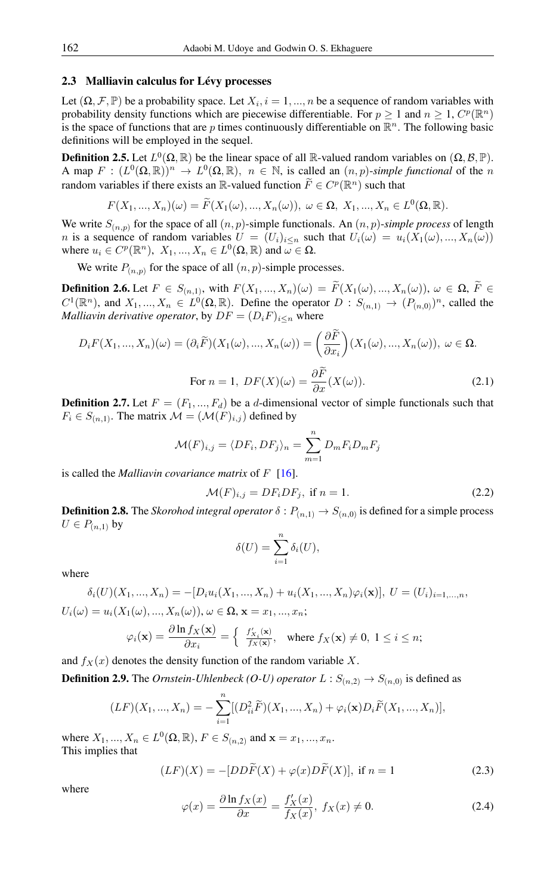### 2.3 Malliavin calculus for Lévy processes

Let $(\Omega, \mathcal{F}, \mathbb{P})$ be a probability space. Let $X_i, i = 1, ..., n$ be a sequence of random variables with probability density functions which are piecewise differentiable. For $p \geq 1$ and $n \geq 1$, $C^p(\mathbb{R}^n)$ is the space of functions that are $p$ times continuously differentiable on $\mathbb{R}^n$. The following basic definitions will be employed in the sequel.

**Definition 2.5.** Let $L^0(\Omega, \mathbb{R})$ be the linear space of all $\mathbb{R}$-valued random variables on $(\Omega, \mathcal{B}, \mathbb{P})$. A map $F : (L^0(\Omega, \mathbb{R}))^n \to L^0(\Omega, \mathbb{R}),\ n \in \mathbb{N}$, is called an $(n,p)$-*simple functional* of the $n$ random variables if there exists an $\mathbb{R}$-valued function $\widetilde{F} \in C^p(\mathbb{R}^n)$ such that

$$F(X_1, ..., X_n)(\omega) = \widetilde{F}(X_1(\omega), ..., X_n(\omega)),\ \omega \in \Omega,\ X_1, ..., X_n \in L^0(\Omega, \mathbb{R}).$$

We write $S_{(n,p)}$ for the space of all $(n,p)$-simple functionals. An $(n,p)$-*simple process* of length $n$ is a sequence of random variables $U = (U_i)_{i \leq n}$ such that $U_i(\omega) = u_i(X_1(\omega), ..., X_n(\omega))$ where $u_i \in C^p(\mathbb{R}^n),\ X_1, ..., X_n \in L^0(\Omega, \mathbb{R})$ and $\omega \in \Omega$.

We write $P_{(n,p)}$ for the space of all $(n,p)$-simple processes.

**Definition 2.6.** Let $F \in S_{(n,1)}$, with $F(X_1, ..., X_n)(\omega) = \widetilde{F}(X_1(\omega), ..., X_n(\omega)),\ \omega \in \Omega,\ \widetilde{F} \in C^1(\mathbb{R}^n)$, and $X_1, ..., X_n \in L^0(\Omega, \mathbb{R})$. Define the operator $D : S_{(n,1)} \to (P_{(n,0)})^n$, called the *Malliavin derivative operator*, by $DF = (D_i F)_{i \leq n}$ where

$$D_i F(X_1, ..., X_n)(\omega) = (\partial_i \widetilde{F})(X_1(\omega), ..., X_n(\omega)) = \left(\frac{\partial \widetilde{F}}{\partial x_i}\right)(X_1(\omega), ..., X_n(\omega)),\ \omega \in \Omega.$$

$$\text{For } n = 1,\ DF(X)(\omega) = \frac{\partial \widetilde{F}}{\partial x}(X(\omega)). \tag{2.1}$$

**Definition 2.7.** Let $F = (F_1, ..., F_d)$ be a $d$-dimensional vector of simple functionals such that $F_i \in S_{(n,1)}$. The matrix $\mathcal{M} = (\mathcal{M}(F)_{i,j})$ defined by

$$\mathcal{M}(F)_{i,j} = \langle DF_i, DF_j \rangle_n = \sum_{m=1}^{n} D_m F_i D_m F_j$$

is called the *Malliavin covariance matrix* of $F$ [16].

$$\mathcal{M}(F)_{i,j} = DF_i DF_j,\ \text{if } n = 1. \tag{2.2}$$

**Definition 2.8.** The *Skorohod integral operator* $\delta : P_{(n,1)} \to S_{(n,0)}$ is defined for a simple process $U \in P_{(n,1)}$ by

$$\delta(U) = \sum_{i=1}^{n} \delta_i(U),$$

where

$$\delta_i(U)(X_1, ..., X_n) = -[D_i u_i(X_1, ..., X_n) + u_i(X_1, ..., X_n)\varphi_i(\mathbf{x})],\ U = (U_i)_{i=1,...,n},$$

$U_i(\omega) = u_i(X_1(\omega), ..., X_n(\omega)), \omega \in \Omega, \mathbf{x} = x_1, ..., x_n$;

$$\varphi_i(\mathbf{x}) = \frac{\partial \ln f_X(\mathbf{x})}{\partial x_i} = \left\{ \frac{f'_{X_i}(\mathbf{x})}{f_X(\mathbf{x})},\quad \text{where } f_X(\mathbf{x}) \neq 0,\ 1 \leq i \leq n; \right.$$

and $f_X(x)$ denotes the density function of the random variable $X$.

**Definition 2.9.** The *Ornstein-Uhlenbeck (O-U) operator* $L : S_{(n,2)} \to S_{(n,0)}$ is defined as

$$(LF)(X_1, ..., X_n) = -\sum_{i=1}^{n} [(D^2_{ii}\widetilde{F})(X_1, ..., X_n) + \varphi_i(\mathbf{x}) D_i \widetilde{F}(X_1, ..., X_n)],$$

where $X_1, ..., X_n \in L^0(\Omega, \mathbb{R})$, $F \in S_{(n,2)}$ and $\mathbf{x} = x_1, ..., x_n$.
This implies that

$$(LF)(X) = -[DD\widetilde{F}(X) + \varphi(x) D\widetilde{F}(X)],\ \text{if } n = 1 \tag{2.3}$$

where

$$\varphi(x) = \frac{\partial \ln f_X(x)}{\partial x} = \frac{f'_X(x)}{f_X(x)},\ f_X(x) \neq 0. \tag{2.4}$$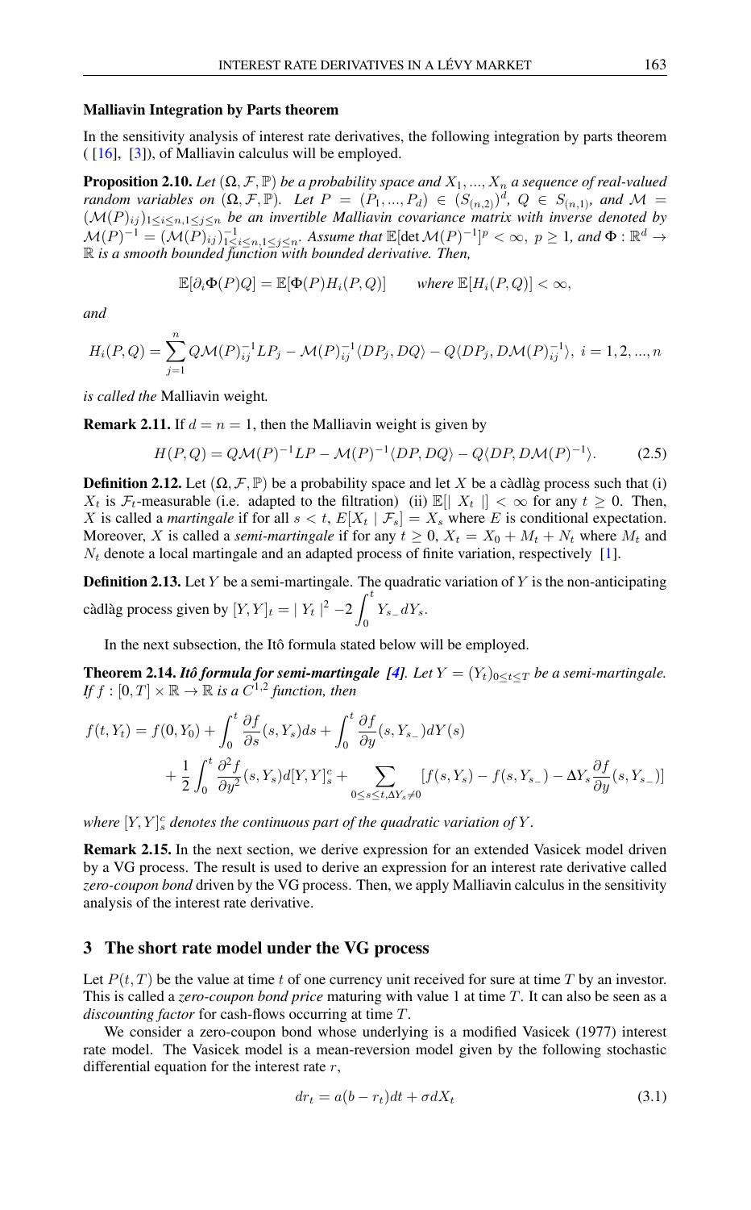**Malliavin Integration by Parts theorem**

In the sensitivity analysis of interest rate derivatives, the following integration by parts theorem ( [16], [3]), of Malliavin calculus will be employed.

**Proposition 2.10.** *Let $(\Omega, \mathcal{F}, \mathbb{P})$ be a probability space and $X_1, ..., X_n$ a sequence of real-valued random variables on $(\Omega, \mathcal{F}, \mathbb{P})$. Let $P = (P_1, ..., P_d) \in (S_{(n,2)})^d$, $Q \in S_{(n,1)}$, and $\mathcal{M} = (\mathcal{M}(P)_{ij})_{1\leq i\leq n, 1\leq j\leq n}$ be an invertible Malliavin covariance matrix with inverse denoted by $\mathcal{M}(P)^{-1} = (\mathcal{M}(P)_{ij})^{-1}_{1\leq i\leq n, 1\leq j\leq n}$. Assume that $\mathbb{E}[\det \mathcal{M}(P)^{-1}]^p < \infty$, $p \geq 1$, and $\Phi : \mathbb{R}^d \to \mathbb{R}$ is a smooth bounded function with bounded derivative. Then,*

$$\mathbb{E}[\partial_i \Phi(P) Q] = \mathbb{E}[\Phi(P) H_i(P, Q)] \qquad \text{where } \mathbb{E}[H_i(P, Q)] < \infty,$$

*and*

$$H_i(P,Q) = \sum_{j=1}^{n} Q\mathcal{M}(P)^{-1}_{ij} LP_j - \mathcal{M}(P)^{-1}_{ij}\langle DP_j, DQ\rangle - Q\langle DP_j, D\mathcal{M}(P)^{-1}_{ij}\rangle,\ i = 1, 2, ..., n$$

*is called the* Malliavin weight*.*

**Remark 2.11.** If $d = n = 1$, then the Malliavin weight is given by

$$H(P,Q) = Q\mathcal{M}(P)^{-1}LP - \mathcal{M}(P)^{-1}\langle DP, DQ\rangle - Q\langle DP, D\mathcal{M}(P)^{-1}\rangle. \tag{2.5}$$

**Definition 2.12.** Let $(\Omega, \mathcal{F}, \mathbb{P})$ be a probability space and let $X$ be a càdlàg process such that (i) $X_t$ is $\mathcal{F}_t$-measurable (i.e. adapted to the filtration) (ii) $\mathbb{E}[\mid X_t \mid] < \infty$ for any $t \geq 0$. Then, $X$ is called a *martingale* if for all $s < t$, $E[X_t \mid \mathcal{F}_s] = X_s$ where $E$ is conditional expectation. Moreover, $X$ is called a *semi-martingale* if for any $t \geq 0$, $X_t = X_0 + M_t + N_t$ where $M_t$ and $N_t$ denote a local martingale and an adapted process of finite variation, respectively [1].

**Definition 2.13.** Let $Y$ be a semi-martingale. The quadratic variation of $Y$ is the non-anticipating càdlàg process given by $[Y, Y]_t = \mid Y_t \mid^2 - 2\int_0^t Y_{s-} dY_s$.

In the next subsection, the Itô formula stated below will be employed.

**Theorem 2.14.** ***Itô formula for semi-martingale** [4]. Let $Y = (Y_t)_{0\leq t\leq T}$ be a semi-martingale. If $f : [0, T] \times \mathbb{R} \to \mathbb{R}$ is a $C^{1,2}$ function, then*

$$\begin{aligned} f(t, Y_t) = f(0, Y_0) &+ \int_0^t \frac{\partial f}{\partial s}(s, Y_s) ds + \int_0^t \frac{\partial f}{\partial y}(s, Y_{s_-}) dY(s) \\ &+ \frac{1}{2}\int_0^t \frac{\partial^2 f}{\partial y^2}(s, Y_s) d[Y, Y]^c_s + \sum_{0\leq s\leq t, \Delta Y_s \neq 0} [f(s, Y_s) - f(s, Y_{s_-}) - \Delta Y_s \frac{\partial f}{\partial y}(s, Y_{s_-})] \end{aligned}$$

*where $[Y, Y]^c_s$ denotes the continuous part of the quadratic variation of $Y$.*

**Remark 2.15.** In the next section, we derive expression for an extended Vasicek model driven by a VG process. The result is used to derive an expression for an interest rate derivative called *zero-coupon bond* driven by the VG process. Then, we apply Malliavin calculus in the sensitivity analysis of the interest rate derivative.

## 3 The short rate model under the VG process

Let $P(t, T)$ be the value at time $t$ of one currency unit received for sure at time $T$ by an investor. This is called a *zero-coupon bond price* maturing with value 1 at time $T$. It can also be seen as a *discounting factor* for cash-flows occurring at time $T$.

We consider a zero-coupon bond whose underlying is a modified Vasicek (1977) interest rate model. The Vasicek model is a mean-reversion model given by the following stochastic differential equation for the interest rate $r$,

$$dr_t = a(b - r_t)dt + \sigma dX_t \tag{3.1}$$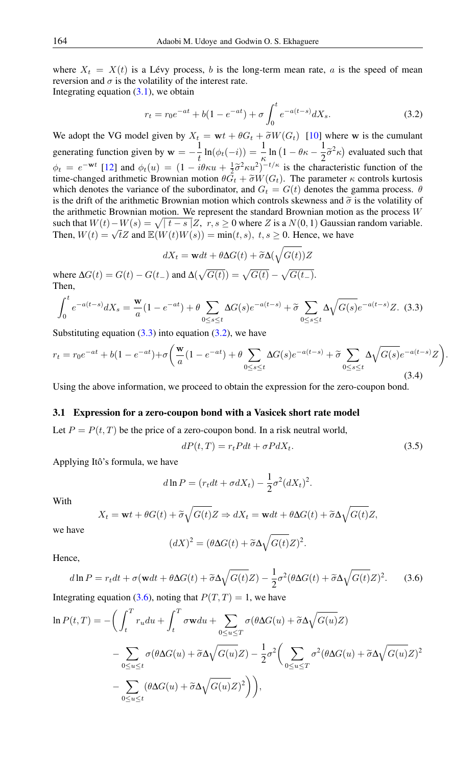where $X_t = X(t)$ is a Lévy process, $b$ is the long-term mean rate, $a$ is the speed of mean reversion and $\sigma$ is the volatility of the interest rate.
Integrating equation (3.1), we obtain

$$r_t = r_0 e^{-at} + b(1 - e^{-at}) + \sigma \int_0^t e^{-a(t-s)} dX_s. \tag{3.2}$$

We adopt the VG model given by $X_t = \mathbf{w}t + \theta G_t + \widetilde{\sigma} W(G_t)$ [10] where $\mathbf{w}$ is the cumulant generating function given by $\mathbf{w} = -\frac{1}{t}\ln(\phi_t(-i)) = \frac{1}{\kappa}\ln\left(1 - \theta\kappa - \frac{1}{2}\widetilde{\sigma}^2\kappa\right)$ evaluated such that $\phi_t = e^{-\mathbf{w}t}$ [12] and $\phi_t(u) = (1 - i\theta\kappa u + \frac{1}{2}\widetilde{\sigma}^2\kappa u^2)^{-t/\kappa}$ is the characteristic function of the time-changed arithmetic Brownian motion $\theta G_t + \widetilde{\sigma}W(G_t)$. The parameter $\kappa$ controls kurtosis which denotes the variance of the subordinator, and $G_t = G(t)$ denotes the gamma process. $\theta$ is the drift of the arithmetic Brownian motion which controls skewness and $\widetilde{\sigma}$ is the volatility of the arithmetic Brownian motion. We represent the standard Brownian motion as the process $W$ such that $W(t) - W(s) = \sqrt{|t-s|}Z, \ r, s \geq 0$ where $Z$ is a $N(0,1)$ Gaussian random variable. Then, $W(t) = \sqrt{t}Z$ and $\mathbb{E}(W(t)W(s)) = \min(t,s), \ t,s \geq 0$. Hence, we have

$$dX_t = \mathbf{w}dt + \theta\Delta G(t) + \widetilde{\sigma}\Delta(\sqrt{G(t)})Z$$

where $\Delta G(t) = G(t) - G(t_-)$ and $\Delta(\sqrt{G(t)}) = \sqrt{G(t)} - \sqrt{G(t_-)}$.
Then,

$$\int_0^t e^{-a(t-s)} dX_s = \frac{\mathbf{w}}{a}(1 - e^{-at}) + \theta \sum_{0 \leq s \leq t} \Delta G(s) e^{-a(t-s)} + \widetilde{\sigma} \sum_{0 \leq s \leq t} \Delta\sqrt{G(s)} e^{-a(t-s)} Z. \tag{3.3}$$

Substituting equation (3.3) into equation (3.2), we have

$$r_t = r_0 e^{-at} + b(1 - e^{-at}) + \sigma\left(\frac{\mathbf{w}}{a}(1 - e^{-at}) + \theta \sum_{0 \leq s \leq t} \Delta G(s) e^{-a(t-s)} + \widetilde{\sigma} \sum_{0 \leq s \leq t} \Delta\sqrt{G(s)} e^{-a(t-s)} Z\right). \tag{3.4}$$

Using the above information, we proceed to obtain the expression for the zero-coupon bond.

### 3.1 Expression for a zero-coupon bond with a Vasicek short rate model

Let $P = P(t,T)$ be the price of a zero-coupon bond. In a risk neutral world,

$$dP(t,T) = r_t P dt + \sigma P dX_t. \tag{3.5}$$

Applying Itô's formula, we have

$$d\ln P = (r_t dt + \sigma dX_t) - \frac{1}{2}\sigma^2 (dX_t)^2.$$

With

$$X_t = \mathbf{w}t + \theta G(t) + \widetilde{\sigma}\sqrt{G(t)}Z \Rightarrow dX_t = \mathbf{w}dt + \theta\Delta G(t) + \widetilde{\sigma}\Delta\sqrt{G(t)}Z,$$

we have

$$(dX)^2 = (\theta\Delta G(t) + \widetilde{\sigma}\Delta\sqrt{G(t)}Z)^2.$$

Hence,

$$d\ln P = r_t dt + \sigma(\mathbf{w}dt + \theta\Delta G(t) + \widetilde{\sigma}\Delta\sqrt{G(t)}Z) - \frac{1}{2}\sigma^2(\theta\Delta G(t) + \widetilde{\sigma}\Delta\sqrt{G(t)}Z)^2. \tag{3.6}$$

Integrating equation (3.6), noting that $P(T,T) = 1$, we have

$$\begin{aligned}
\ln P(t,T) = -\Bigg(&\int_t^T r_u du + \int_t^T \sigma\mathbf{w} du + \sum_{0 \leq u \leq T} \sigma(\theta\Delta G(u) + \widetilde{\sigma}\Delta\sqrt{G(u)}Z) \\
&- \sum_{0 \leq u \leq t} \sigma(\theta\Delta G(u) + \widetilde{\sigma}\Delta\sqrt{G(u)}Z) - \frac{1}{2}\sigma^2\Bigg(\sum_{0 \leq u \leq T} \sigma^2(\theta\Delta G(u) + \widetilde{\sigma}\Delta\sqrt{G(u)}Z)^2 \\
&- \sum_{0 \leq u \leq t} (\theta\Delta G(u) + \widetilde{\sigma}\Delta\sqrt{G(u)}Z)^2\Bigg)\Bigg),
\end{aligned}$$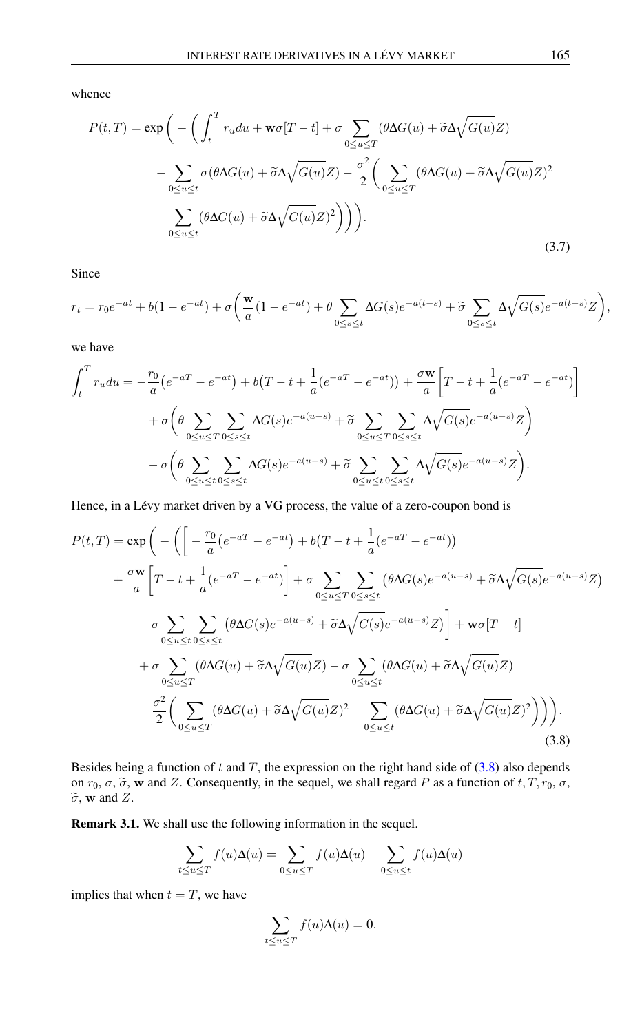whence

$$
\begin{aligned}
P(t,T) = \exp\bigg( -\Big( \int_t^T r_u du + \mathbf{w}\sigma[T-t] + \sigma \sum_{0\leq u\leq T} (\theta\Delta G(u) + \widetilde{\sigma}\Delta\sqrt{G(u)}Z) \\
- \sum_{0\leq u\leq t} \sigma(\theta\Delta G(u) + \widetilde{\sigma}\Delta\sqrt{G(u)}Z) - \frac{\sigma^2}{2}\Big( \sum_{0\leq u\leq T} (\theta\Delta G(u) + \widetilde{\sigma}\Delta\sqrt{G(u)}Z)^2 \\
- \sum_{0\leq u\leq t} (\theta\Delta G(u) + \widetilde{\sigma}\Delta\sqrt{G(u)}Z)^2\Big)\Big)\bigg).
\end{aligned}
\tag{3.7}
$$

Since

$$
r_t = r_0 e^{-at} + b(1-e^{-at}) + \sigma\bigg(\frac{\mathbf{w}}{a}(1-e^{-at}) + \theta\sum_{0\leq s\leq t}\Delta G(s)e^{-a(t-s)} + \widetilde{\sigma}\sum_{0\leq s\leq t}\Delta\sqrt{G(s)}e^{-a(t-s)}Z\bigg),
$$

we have

$$
\begin{aligned}
\int_t^T r_u du = -\frac{r_0}{a}\big(e^{-aT} - e^{-at}\big) + b\big(T - t + \frac{1}{a}(e^{-aT} - e^{-at})\big) + \frac{\sigma\mathbf{w}}{a}\Big[T - t + \frac{1}{a}(e^{-aT} - e^{-at})\Big] \\
+ \sigma\bigg(\theta\sum_{0\leq u\leq T}\sum_{0\leq s\leq t}\Delta G(s)e^{-a(u-s)} + \widetilde{\sigma}\sum_{0\leq u\leq T}\sum_{0\leq s\leq t}\Delta\sqrt{G(s)}e^{-a(u-s)}Z\bigg) \\
- \sigma\bigg(\theta\sum_{0\leq u\leq t}\sum_{0\leq s\leq t}\Delta G(s)e^{-a(u-s)} + \widetilde{\sigma}\sum_{0\leq u\leq t}\sum_{0\leq s\leq t}\Delta\sqrt{G(s)}e^{-a(u-s)}Z\bigg).
\end{aligned}
$$

Hence, in a Lévy market driven by a VG process, the value of a zero-coupon bond is

$$
\begin{aligned}
P(t,T) = \exp\bigg( -\bigg(\Big[ -\frac{r_0}{a}\big(e^{-aT} - e^{-at}\big) + b\big(T - t + \frac{1}{a}(e^{-aT} - e^{-at})\big) \\
+ \frac{\sigma\mathbf{w}}{a}\Big[T - t + \frac{1}{a}(e^{-aT} - e^{-at})\Big] + \sigma\sum_{0\leq u\leq T}\sum_{0\leq s\leq t}\big(\theta\Delta G(s)e^{-a(u-s)} + \widetilde{\sigma}\Delta\sqrt{G(s)}e^{-a(u-s)}Z\big) \\
- \sigma\sum_{0\leq u\leq t}\sum_{0\leq s\leq t}\big(\theta\Delta G(s)e^{-a(u-s)} + \widetilde{\sigma}\Delta\sqrt{G(s)}e^{-a(u-s)}Z\big)\Big] + \mathbf{w}\sigma[T-t] \\
+ \sigma\sum_{0\leq u\leq T}(\theta\Delta G(u) + \widetilde{\sigma}\Delta\sqrt{G(u)}Z) - \sigma\sum_{0\leq u\leq t}(\theta\Delta G(u) + \widetilde{\sigma}\Delta\sqrt{G(u)}Z) \\
- \frac{\sigma^2}{2}\Big(\sum_{0\leq u\leq T}(\theta\Delta G(u) + \widetilde{\sigma}\Delta\sqrt{G(u)}Z)^2 - \sum_{0\leq u\leq t}(\theta\Delta G(u) + \widetilde{\sigma}\Delta\sqrt{G(u)}Z)^2\Big)\bigg)\bigg).
\end{aligned}
\tag{3.8}
$$

Besides being a function of $t$ and $T$, the expression on the right hand side of (3.8) also depends on $r_0$, $\sigma$, $\widetilde{\sigma}$, $\mathbf{w}$ and $Z$. Consequently, in the sequel, we shall regard $P$ as a function of $t, T, r_0, \sigma$, $\widetilde{\sigma}$, $\mathbf{w}$ and $Z$.

**Remark 3.1.** We shall use the following information in the sequel.

$$
\sum_{t\leq u\leq T} f(u)\Delta(u) = \sum_{0\leq u\leq T} f(u)\Delta(u) - \sum_{0\leq u\leq t} f(u)\Delta(u)
$$

implies that when $t = T$, we have

$$
\sum_{t\leq u\leq T} f(u)\Delta(u) = 0.
$$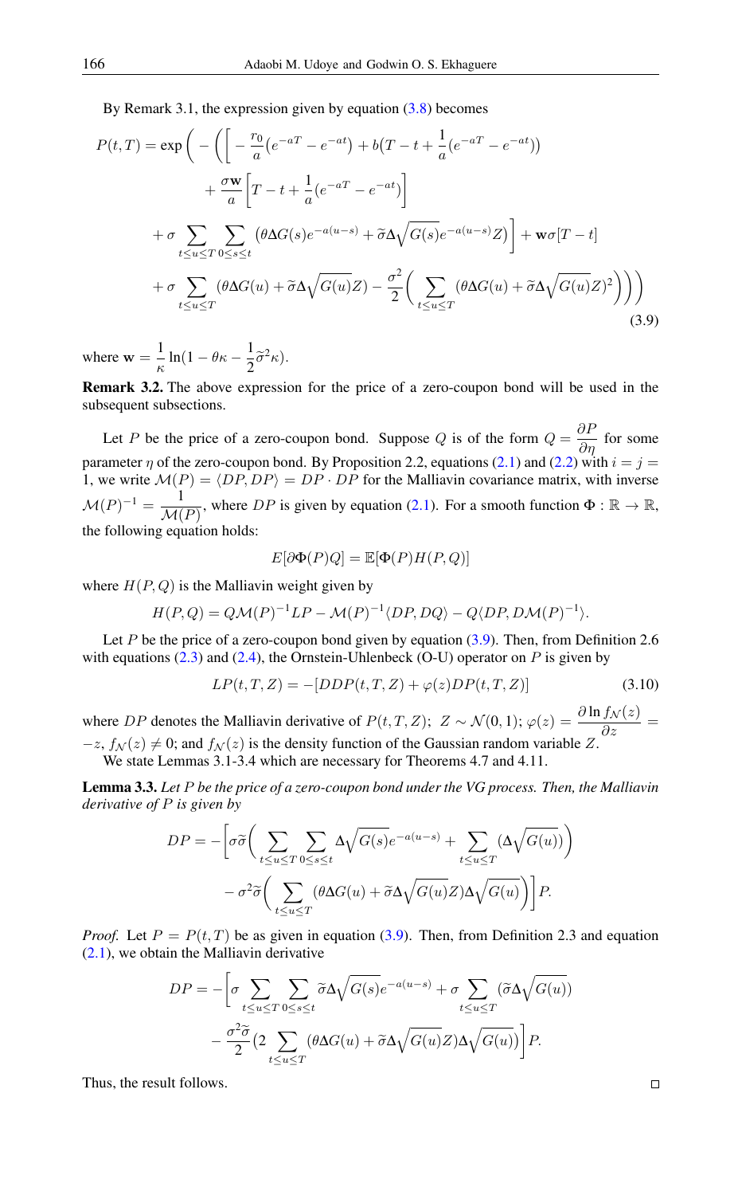By Remark 3.1, the expression given by equation (3.8) becomes

$$
\begin{aligned}
P(t,T) = \exp\bigg( -\bigg( \bigg[ & -\frac{r_0}{a}\big(e^{-aT} - e^{-at}\big) + b\big(T - t + \frac{1}{a}(e^{-aT} - e^{-at})\big) \\
& + \frac{\sigma \mathbf{w}}{a}\bigg[T - t + \frac{1}{a}(e^{-aT} - e^{-at})\bigg] \\
& + \sigma \sum_{t \le u \le T} \sum_{0 \le s \le t} \big(\theta \Delta G(s) e^{-a(u-s)} + \widetilde{\sigma} \Delta \sqrt{G(s)} e^{-a(u-s)} Z\big) \bigg] + \mathbf{w}\sigma[T - t] \\
& + \sigma \sum_{t \le u \le T} (\theta \Delta G(u) + \widetilde{\sigma} \Delta \sqrt{G(u)} Z) - \frac{\sigma^2}{2} \bigg( \sum_{t \le u \le T} (\theta \Delta G(u) + \widetilde{\sigma} \Delta \sqrt{G(u)} Z)^2 \bigg) \bigg) \bigg)
\end{aligned}
\tag{3.9}
$$

where $\mathbf{w} = \dfrac{1}{\kappa} \ln(1 - \theta\kappa - \dfrac{1}{2}\widetilde{\sigma}^2\kappa)$.

**Remark 3.2.** The above expression for the price of a zero-coupon bond will be used in the subsequent subsections.

Let $P$ be the price of a zero-coupon bond. Suppose $Q$ is of the form $Q = \dfrac{\partial P}{\partial \eta}$ for some parameter $\eta$ of the zero-coupon bond. By Proposition 2.2, equations (2.1) and (2.2) with $i = j = 1$, we write $\mathcal{M}(P) = \langle DP, DP \rangle = DP \cdot DP$ for the Malliavin covariance matrix, with inverse $\mathcal{M}(P)^{-1} = \dfrac{1}{\mathcal{M}(P)}$, where $DP$ is given by equation (2.1). For a smooth function $\Phi : \mathbb{R} \to \mathbb{R}$, the following equation holds:

$$
E[\partial \Phi(P) Q] = \mathbb{E}[\Phi(P) H(P, Q)]
$$

where $H(P, Q)$ is the Malliavin weight given by

$$
H(P, Q) = Q\mathcal{M}(P)^{-1} LP - \mathcal{M}(P)^{-1} \langle DP, DQ \rangle - Q \langle DP, D\mathcal{M}(P)^{-1} \rangle.
$$

Let $P$ be the price of a zero-coupon bond given by equation (3.9). Then, from Definition 2.6 with equations (2.3) and (2.4), the Ornstein-Uhlenbeck (O-U) operator on $P$ is given by

$$
LP(t, T, Z) = -[DDP(t, T, Z) + \varphi(z) DP(t, T, Z)] \tag{3.10}
$$

where $DP$ denotes the Malliavin derivative of $P(t, T, Z)$; $Z \sim \mathcal{N}(0, 1)$; $\varphi(z) = \dfrac{\partial \ln f_{\mathcal{N}}(z)}{\partial z} = -z$, $f_{\mathcal{N}}(z) \neq 0$; and $f_{\mathcal{N}}(z)$ is the density function of the Gaussian random variable $Z$.

We state Lemmas 3.1-3.4 which are necessary for Theorems 4.7 and 4.11.

**Lemma 3.3.** *Let $P$ be the price of a zero-coupon bond under the VG process. Then, the Malliavin derivative of $P$ is given by*

$$
\begin{aligned}
DP = -\bigg[ & \sigma\widetilde{\sigma} \bigg( \sum_{t \le u \le T} \sum_{0 \le s \le t} \Delta \sqrt{G(s)} e^{-a(u-s)} + \sum_{t \le u \le T} (\Delta \sqrt{G(u)}) \bigg) \\
& - \sigma^2 \widetilde{\sigma} \bigg( \sum_{t \le u \le T} (\theta \Delta G(u) + \widetilde{\sigma} \Delta \sqrt{G(u)} Z) \Delta \sqrt{G(u)} \bigg) \bigg] P.
\end{aligned}
$$

*Proof.* Let $P = P(t, T)$ be as given in equation (3.9). Then, from Definition 2.3 and equation (2.1), we obtain the Malliavin derivative

$$
\begin{aligned}
DP = -\bigg[ & \sigma \sum_{t \le u \le T} \sum_{0 \le s \le t} \widetilde{\sigma} \Delta \sqrt{G(s)} e^{-a(u-s)} + \sigma \sum_{t \le u \le T} (\widetilde{\sigma} \Delta \sqrt{G(u)}) \\
& - \frac{\sigma^2 \widetilde{\sigma}}{2} \big( 2 \sum_{t \le u \le T} (\theta \Delta G(u) + \widetilde{\sigma} \Delta \sqrt{G(u)} Z) \Delta \sqrt{G(u)} \big) \bigg] P.
\end{aligned}
$$

Thus, the result follows. $\square$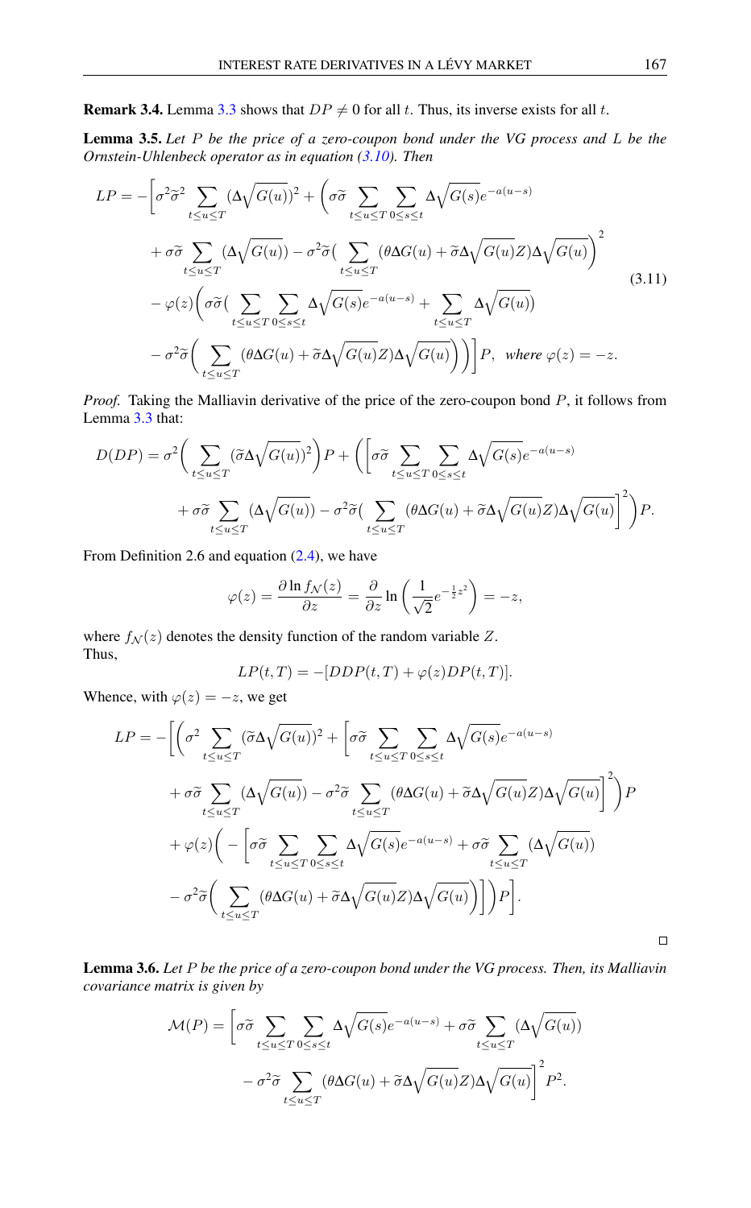**Remark 3.4.** Lemma 3.3 shows that $DP \neq 0$ for all $t$. Thus, its inverse exists for all $t$.

**Lemma 3.5.** *Let $P$ be the price of a zero-coupon bond under the VG process and $L$ be the Ornstein-Uhlenbeck operator as in equation (3.10). Then*

$$
\begin{aligned}
LP = -\bigg[&\sigma^2\widetilde{\sigma}^2 \sum_{t\leq u\leq T} (\Delta\sqrt{G(u)})^2 + \bigg(\sigma\widetilde{\sigma} \sum_{t\leq u\leq T}\sum_{0\leq s\leq t} \Delta\sqrt{G(s)}e^{-a(u-s)} \\
&+ \sigma\widetilde{\sigma}\sum_{t\leq u\leq T}(\Delta\sqrt{G(u)}) - \sigma^2\widetilde{\sigma}\big(\sum_{t\leq u\leq T}(\theta\Delta G(u) + \widetilde{\sigma}\Delta\sqrt{G(u)}Z)\Delta\sqrt{G(u)}\bigg)^2 \\
&- \varphi(z)\bigg(\sigma\widetilde{\sigma}\big(\sum_{t\leq u\leq T}\sum_{0\leq s\leq t}\Delta\sqrt{G(s)}e^{-a(u-s)} + \sum_{t\leq u\leq T}\Delta\sqrt{G(u)}\big) \\
&- \sigma^2\widetilde{\sigma}\bigg(\sum_{t\leq u\leq T}(\theta\Delta G(u) + \widetilde{\sigma}\Delta\sqrt{G(u)}Z)\Delta\sqrt{G(u)}\bigg)\bigg)\bigg]P, \quad \textit{where } \varphi(z) = -z.
\end{aligned}
\tag{3.11}
$$

*Proof.* Taking the Malliavin derivative of the price of the zero-coupon bond $P$, it follows from Lemma 3.3 that:

$$
\begin{aligned}
D(DP) = \sigma^2\bigg(\sum_{t\leq u\leq T}(\widetilde{\sigma}\Delta\sqrt{G(u)})^2\bigg)P + \bigg(\bigg[&\sigma\widetilde{\sigma}\sum_{t\leq u\leq T}\sum_{0\leq s\leq t}\Delta\sqrt{G(s)}e^{-a(u-s)} \\
&+ \sigma\widetilde{\sigma}\sum_{t\leq u\leq T}(\Delta\sqrt{G(u)}) - \sigma^2\widetilde{\sigma}\big(\sum_{t\leq u\leq T}(\theta\Delta G(u) + \widetilde{\sigma}\Delta\sqrt{G(u)}Z)\Delta\sqrt{G(u)}\bigg]^2\bigg)P.
\end{aligned}
$$

From Definition 2.6 and equation (2.4), we have

$$
\varphi(z) = \frac{\partial \ln f_{\mathcal{N}}(z)}{\partial z} = \frac{\partial}{\partial z}\ln\left(\frac{1}{\sqrt{2}}e^{-\frac{1}{2}z^2}\right) = -z,
$$

where $f_{\mathcal{N}}(z)$ denotes the density function of the random variable $Z$.
Thus,

$$
LP(t,T) = -[DDP(t,T) + \varphi(z)DP(t,T)].
$$

Whence, with $\varphi(z) = -z$, we get

$$
\begin{aligned}
LP = -\bigg[\bigg(&\sigma^2\sum_{t\leq u\leq T}(\widetilde{\sigma}\Delta\sqrt{G(u)})^2 + \bigg[\sigma\widetilde{\sigma}\sum_{t\leq u\leq T}\sum_{0\leq s\leq t}\Delta\sqrt{G(s)}e^{-a(u-s)} \\
&+ \sigma\widetilde{\sigma}\sum_{t\leq u\leq T}(\Delta\sqrt{G(u)}) - \sigma^2\widetilde{\sigma}\sum_{t\leq u\leq T}(\theta\Delta G(u) + \widetilde{\sigma}\Delta\sqrt{G(u)}Z)\Delta\sqrt{G(u)}\bigg]^2\bigg)P \\
&+ \varphi(z)\bigg(-\bigg[\sigma\widetilde{\sigma}\sum_{t\leq u\leq T}\sum_{0\leq s\leq t}\Delta\sqrt{G(s)}e^{-a(u-s)} + \sigma\widetilde{\sigma}\sum_{t\leq u\leq T}(\Delta\sqrt{G(u)}) \\
&- \sigma^2\widetilde{\sigma}\bigg(\sum_{t\leq u\leq T}(\theta\Delta G(u) + \widetilde{\sigma}\Delta\sqrt{G(u)}Z)\Delta\sqrt{G(u)}\bigg)\bigg]\bigg)P\bigg].
\end{aligned}
$$

□

**Lemma 3.6.** *Let $P$ be the price of a zero-coupon bond under the VG process. Then, its Malliavin covariance matrix is given by*

$$
\begin{aligned}
\mathcal{M}(P) = \bigg[&\sigma\widetilde{\sigma}\sum_{t\leq u\leq T}\sum_{0\leq s\leq t}\Delta\sqrt{G(s)}e^{-a(u-s)} + \sigma\widetilde{\sigma}\sum_{t\leq u\leq T}(\Delta\sqrt{G(u)}) \\
&- \sigma^2\widetilde{\sigma}\sum_{t\leq u\leq T}(\theta\Delta G(u) + \widetilde{\sigma}\Delta\sqrt{G(u)}Z)\Delta\sqrt{G(u)}\bigg]^2 P^2.
\end{aligned}
$$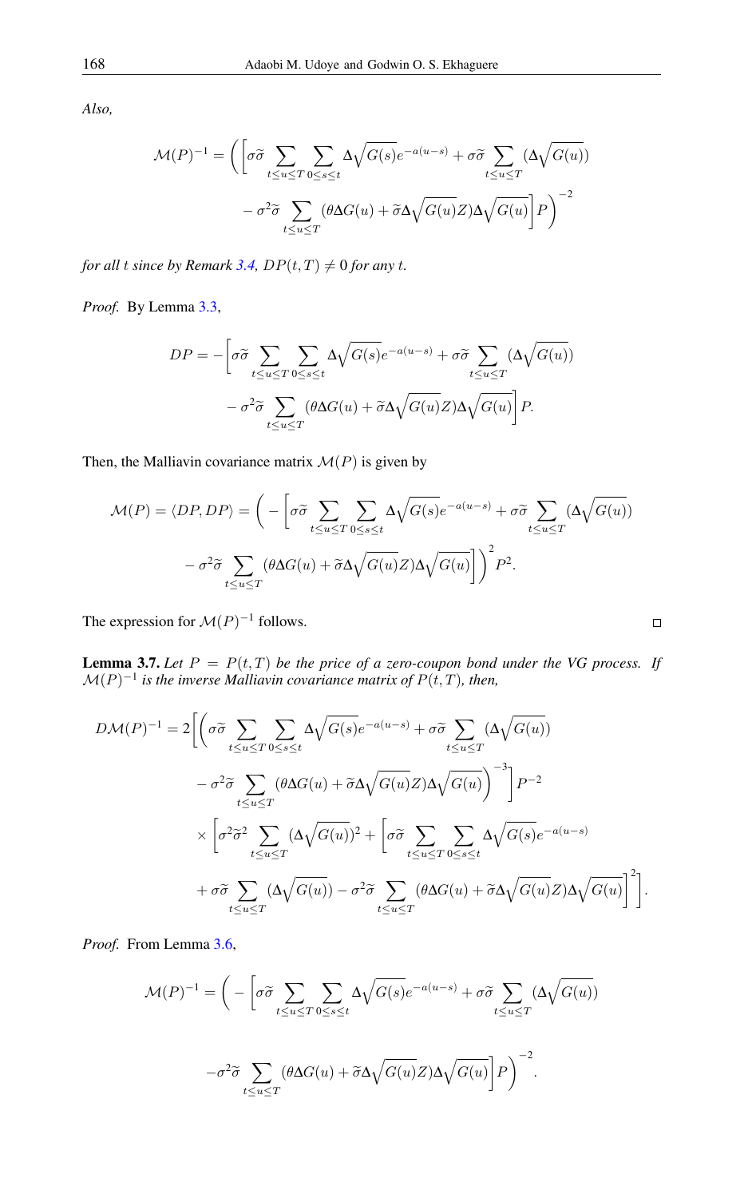*Also,*

$$\mathcal{M}(P)^{-1} = \Bigg(\bigg[\sigma\widetilde{\sigma}\sum_{t\le u\le T}\sum_{0\le s\le t}\Delta\sqrt{G(s)}e^{-a(u-s)} + \sigma\widetilde{\sigma}\sum_{t\le u\le T}(\Delta\sqrt{G(u)})$$
$$- \sigma^2\widetilde{\sigma}\sum_{t\le u\le T}(\theta\Delta G(u) + \widetilde{\sigma}\Delta\sqrt{G(u)}Z)\Delta\sqrt{G(u)}\bigg]P\Bigg)^{-2}$$

*for all $t$ since by Remark 3.4, $DP(t,T)\neq 0$ for any $t$.*

*Proof.* By Lemma 3.3,

$$DP = -\bigg[\sigma\widetilde{\sigma}\sum_{t\le u\le T}\sum_{0\le s\le t}\Delta\sqrt{G(s)}e^{-a(u-s)} + \sigma\widetilde{\sigma}\sum_{t\le u\le T}(\Delta\sqrt{G(u)})$$
$$- \sigma^2\widetilde{\sigma}\sum_{t\le u\le T}(\theta\Delta G(u) + \widetilde{\sigma}\Delta\sqrt{G(u)}Z)\Delta\sqrt{G(u)}\bigg]P.$$

Then, the Malliavin covariance matrix $\mathcal{M}(P)$ is given by

$$\mathcal{M}(P) = \langle DP, DP\rangle = \Bigg(-\bigg[\sigma\widetilde{\sigma}\sum_{t\le u\le T}\sum_{0\le s\le t}\Delta\sqrt{G(s)}e^{-a(u-s)} + \sigma\widetilde{\sigma}\sum_{t\le u\le T}(\Delta\sqrt{G(u)})$$
$$- \sigma^2\widetilde{\sigma}\sum_{t\le u\le T}(\theta\Delta G(u) + \widetilde{\sigma}\Delta\sqrt{G(u)}Z)\Delta\sqrt{G(u)}\bigg]\Bigg)^2 P^2.$$

The expression for $\mathcal{M}(P)^{-1}$ follows. □

**Lemma 3.7.** *Let $P = P(t,T)$ be the price of a zero-coupon bond under the VG process. If $\mathcal{M}(P)^{-1}$ is the inverse Malliavin covariance matrix of $P(t,T)$, then,*

$$D\mathcal{M}(P)^{-1} = 2\Bigg[\bigg(\sigma\widetilde{\sigma}\sum_{t\le u\le T}\sum_{0\le s\le t}\Delta\sqrt{G(s)}e^{-a(u-s)} + \sigma\widetilde{\sigma}\sum_{t\le u\le T}(\Delta\sqrt{G(u)})$$
$$- \sigma^2\widetilde{\sigma}\sum_{t\le u\le T}(\theta\Delta G(u) + \widetilde{\sigma}\Delta\sqrt{G(u)}Z)\Delta\sqrt{G(u)}\bigg)^{-3}\Bigg]P^{-2}$$
$$\times\Bigg[\sigma^2\widetilde{\sigma}^2\sum_{t\le u\le T}(\Delta\sqrt{G(u)})^2 + \bigg[\sigma\widetilde{\sigma}\sum_{t\le u\le T}\sum_{0\le s\le t}\Delta\sqrt{G(s)}e^{-a(u-s)}$$
$$+ \sigma\widetilde{\sigma}\sum_{t\le u\le T}(\Delta\sqrt{G(u)}) - \sigma^2\widetilde{\sigma}\sum_{t\le u\le T}(\theta\Delta G(u) + \widetilde{\sigma}\Delta\sqrt{G(u)}Z)\Delta\sqrt{G(u)}\bigg]^2\Bigg].$$

*Proof.* From Lemma 3.6,

$$\mathcal{M}(P)^{-1} = \Bigg(-\bigg[\sigma\widetilde{\sigma}\sum_{t\le u\le T}\sum_{0\le s\le t}\Delta\sqrt{G(s)}e^{-a(u-s)} + \sigma\widetilde{\sigma}\sum_{t\le u\le T}(\Delta\sqrt{G(u)})$$
$$-\sigma^2\widetilde{\sigma}\sum_{t\le u\le T}(\theta\Delta G(u) + \widetilde{\sigma}\Delta\sqrt{G(u)}Z)\Delta\sqrt{G(u)}\bigg]P\Bigg)^{-2}.$$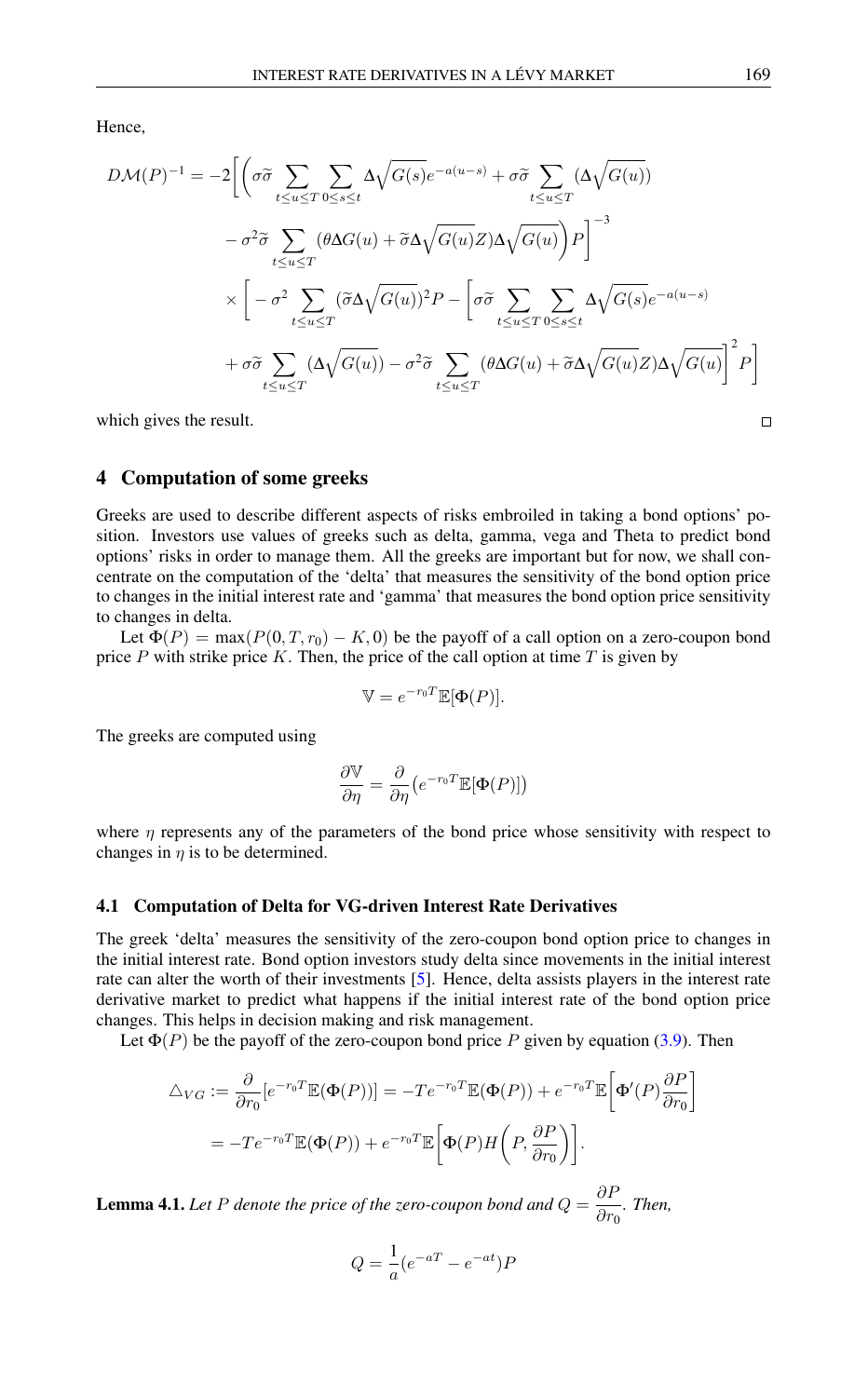Hence,

$$
\begin{aligned}
D\mathcal{M}(P)^{-1} = -2\bigg[ &\Big(\sigma\widetilde{\sigma}\sum_{t\leq u\leq T}\sum_{0\leq s\leq t}\Delta\sqrt{G(s)}e^{-a(u-s)} + \sigma\widetilde{\sigma}\sum_{t\leq u\leq T}(\Delta\sqrt{G(u)}) \\
&- \sigma^2\widetilde{\sigma}\sum_{t\leq u\leq T}(\theta\Delta G(u) + \widetilde{\sigma}\Delta\sqrt{G(u)}Z)\Delta\sqrt{G(u)}\Big)P\bigg]^{-3} \\
&\times\bigg[-\sigma^2\sum_{t\leq u\leq T}(\widetilde{\sigma}\Delta\sqrt{G(u)})^2 P - \bigg[\sigma\widetilde{\sigma}\sum_{t\leq u\leq T}\sum_{0\leq s\leq t}\Delta\sqrt{G(s)}e^{-a(u-s)} \\
&+ \sigma\widetilde{\sigma}\sum_{t\leq u\leq T}(\Delta\sqrt{G(u)}) - \sigma^2\widetilde{\sigma}\sum_{t\leq u\leq T}(\theta\Delta G(u) + \widetilde{\sigma}\Delta\sqrt{G(u)}Z)\Delta\sqrt{G(u)}\bigg]^2 P\bigg]
\end{aligned}
$$

which gives the result. □

## 4 Computation of some greeks

Greeks are used to describe different aspects of risks embroiled in taking a bond options' position. Investors use values of greeks such as delta, gamma, vega and Theta to predict bond options' risks in order to manage them. All the greeks are important but for now, we shall concentrate on the computation of the 'delta' that measures the sensitivity of the bond option price to changes in the initial interest rate and 'gamma' that measures the bond option price sensitivity to changes in delta.

Let $\Phi(P) = \max(P(0, T, r_0) - K, 0)$ be the payoff of a call option on a zero-coupon bond price $P$ with strike price $K$. Then, the price of the call option at time $T$ is given by

$$
\mathbb{V} = e^{-r_0 T}\mathbb{E}[\Phi(P)].
$$

The greeks are computed using

$$
\frac{\partial\mathbb{V}}{\partial\eta} = \frac{\partial}{\partial\eta}\big(e^{-r_0 T}\mathbb{E}[\Phi(P)]\big)
$$

where $\eta$ represents any of the parameters of the bond price whose sensitivity with respect to changes in $\eta$ is to be determined.

### 4.1 Computation of Delta for VG-driven Interest Rate Derivatives

The greek 'delta' measures the sensitivity of the zero-coupon bond option price to changes in the initial interest rate. Bond option investors study delta since movements in the initial interest rate can alter the worth of their investments [5]. Hence, delta assists players in the interest rate derivative market to predict what happens if the initial interest rate of the bond option price changes. This helps in decision making and risk management.

Let $\Phi(P)$ be the payoff of the zero-coupon bond price $P$ given by equation (3.9). Then

$$
\begin{aligned}
\triangle_{VG} &:= \frac{\partial}{\partial r_0}[e^{-r_0 T}\mathbb{E}(\Phi(P))] = -Te^{-r_0 T}\mathbb{E}(\Phi(P)) + e^{-r_0 T}\mathbb{E}\Big[\Phi'(P)\frac{\partial P}{\partial r_0}\Big] \\
&= -Te^{-r_0 T}\mathbb{E}(\Phi(P)) + e^{-r_0 T}\mathbb{E}\Big[\Phi(P)H\Big(P, \frac{\partial P}{\partial r_0}\Big)\Big].
\end{aligned}
$$

**Lemma 4.1.** *Let $P$ denote the price of the zero-coupon bond and $Q = \dfrac{\partial P}{\partial r_0}$. Then,*

$$
Q = \frac{1}{a}(e^{-aT} - e^{-at})P
$$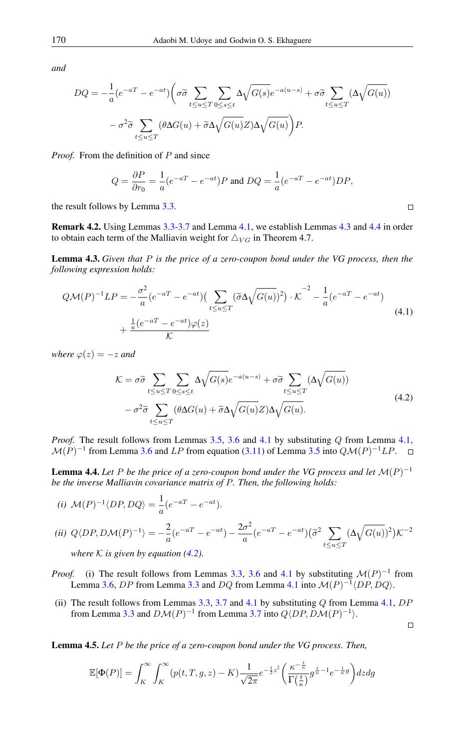*and*

$$DQ = -\frac{1}{a}(e^{-aT} - e^{-at})\Big(\sigma\widetilde{\sigma}\sum_{t\le u\le T}\sum_{0\le s\le t}\Delta\sqrt{G(s)}e^{-a(u-s)} + \sigma\widetilde{\sigma}\sum_{t\le u\le T}(\Delta\sqrt{G(u)})$$
$$-\sigma^2\widetilde{\sigma}\sum_{t\le u\le T}(\theta\Delta G(u) + \widetilde{\sigma}\Delta\sqrt{G(u)}Z)\Delta\sqrt{G(u)}\Big)P.$$

*Proof.* From the definition of $P$ and since

$$Q = \frac{\partial P}{\partial r_0} = \frac{1}{a}(e^{-aT} - e^{-at})P \text{ and } DQ = \frac{1}{a}(e^{-aT} - e^{-at})DP,$$

the result follows by Lemma 3.3. □

**Remark 4.2.** Using Lemmas 3.3-3.7 and Lemma 4.1, we establish Lemmas 4.3 and 4.4 in order to obtain each term of the Malliavin weight for $\triangle_{VG}$ in Theorem 4.7.

**Lemma 4.3.** *Given that $P$ is the price of a zero-coupon bond under the VG process, then the following expression holds:*

$$QM(P)^{-1}LP = -\frac{\sigma^2}{a}(e^{-aT} - e^{-at})\Big(\sum_{t\le u\le T}(\widetilde{\sigma}\Delta\sqrt{G(u)})^2\Big)\cdot\mathcal{K}^{-2} - \frac{1}{a}(e^{-aT} - e^{-at})$$
$$+\frac{\frac{1}{a}(e^{-aT} - e^{-at})\varphi(z)}{\mathcal{K}} \tag{4.1}$$

*where $\varphi(z) = -z$ and*

$$\mathcal{K} = \sigma\widetilde{\sigma}\sum_{t\le u\le T}\sum_{0\le s\le t}\Delta\sqrt{G(s)}e^{-a(u-s)} + \sigma\widetilde{\sigma}\sum_{t\le u\le T}(\Delta\sqrt{G(u)})$$
$$-\sigma^2\widetilde{\sigma}\sum_{t\le u\le T}(\theta\Delta G(u) + \widetilde{\sigma}\Delta\sqrt{G(u)}Z)\Delta\sqrt{G(u)}. \tag{4.2}$$

*Proof.* The result follows from Lemmas 3.5, 3.6 and 4.1 by substituting $Q$ from Lemma 4.1, $\mathcal{M}(P)^{-1}$ from Lemma 3.6 and $LP$ from equation (3.11) of Lemma 3.5 into $Q\mathcal{M}(P)^{-1}LP$. □

**Lemma 4.4.** *Let $P$ be the price of a zero-coupon bond under the VG process and let $\mathcal{M}(P)^{-1}$ be the inverse Malliavin covariance matrix of $P$. Then, the following holds:*

*(i)* $\mathcal{M}(P)^{-1}\langle DP, DQ\rangle = \frac{1}{a}(e^{-aT} - e^{-at})$.

*(ii)* $Q\langle DP, D\mathcal{M}(P)^{-1}\rangle = -\frac{2}{a}(e^{-aT} - e^{-at}) - \frac{2\sigma^2}{a}(e^{-aT} - e^{-at})\big(\widetilde{\sigma}^2\sum_{t\le u\le T}(\Delta\sqrt{G(u)})^2\big)\mathcal{K}^{-2}$

*where $\mathcal{K}$ is given by equation (4.2).*

*Proof.* (i) The result follows from Lemmas 3.3, 3.6 and 4.1 by substituting $\mathcal{M}(P)^{-1}$ from Lemma 3.6, $DP$ from Lemma 3.3 and $DQ$ from Lemma 4.1 into $\mathcal{M}(P)^{-1}\langle DP, DQ\rangle$.

(ii) The result follows from Lemmas 3.3, 3.7 and 4.1 by substituting $Q$ from Lemma 4.1, $DP$ from Lemma 3.3 and $D\mathcal{M}(P)^{-1}$ from Lemma 3.7 into $Q\langle DP, D\mathcal{M}(P)^{-1}\rangle$.

□

**Lemma 4.5.** *Let $P$ be the price of a zero-coupon bond under the VG process. Then,*

$$\mathbb{E}[\Phi(P)] = \int_K^\infty\int_K^\infty (p(t,T,g,z) - K)\frac{1}{\sqrt{2\pi}}e^{-\frac{1}{2}z^2}\left(\frac{\kappa^{-\frac{t}{\kappa}}}{\Gamma(\frac{t}{\kappa})}g^{\frac{t}{\kappa}-1}e^{-\frac{1}{\kappa}g}\right)dzdg$$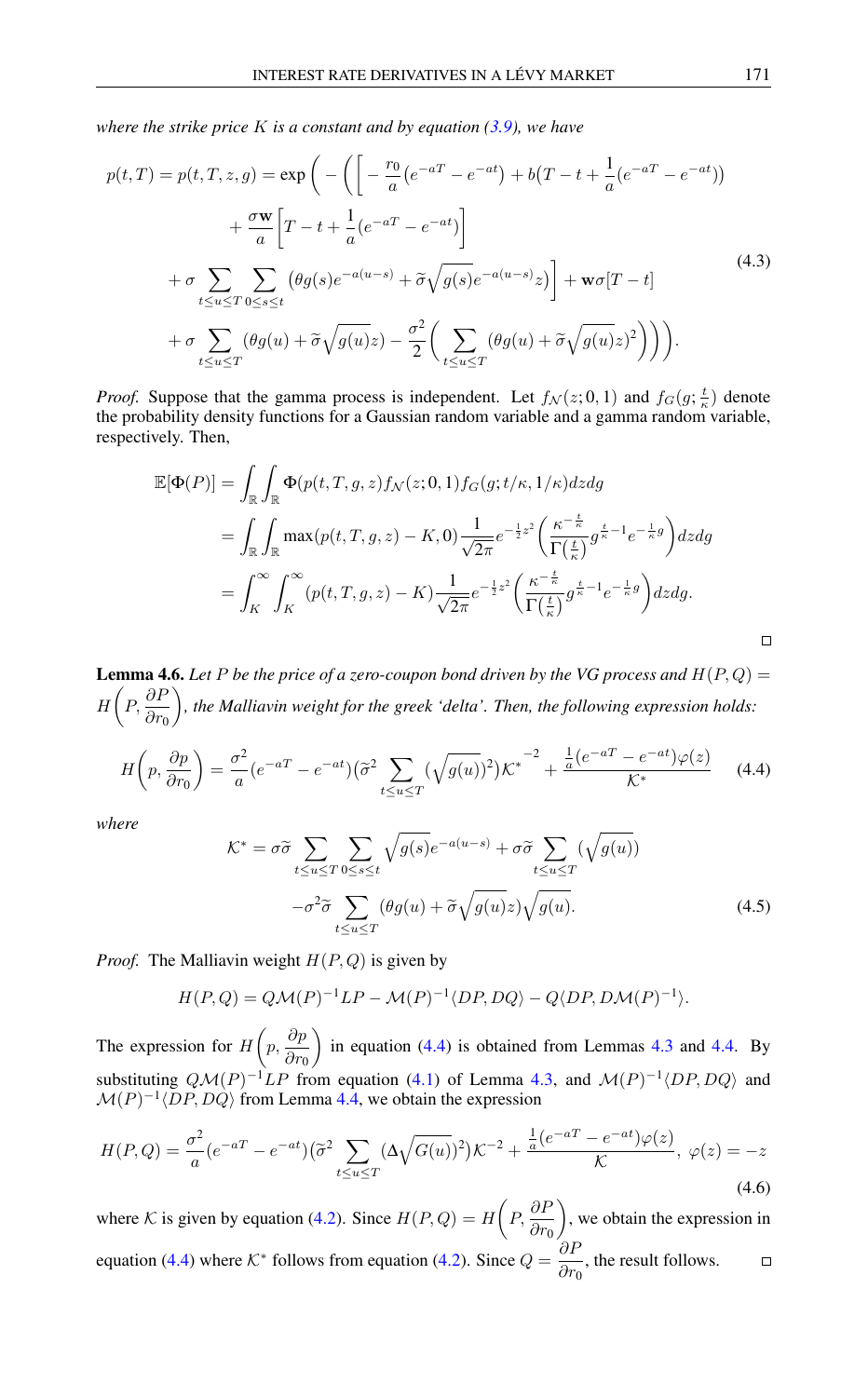*where the strike price $K$ is a constant and by equation (3.9), we have*

$$
\begin{aligned}
p(t,T) = p(t,T,z,g) = \exp\Bigg( -\Bigg( \Bigg[ -\frac{r_0}{a}\big(e^{-aT} - e^{-at}\big) + b\big(T - t + \frac{1}{a}(e^{-aT} - e^{-at})\big) \\
+ \frac{\sigma \mathbf{w}}{a}\Big[T - t + \frac{1}{a}(e^{-aT} - e^{-at})\Big] \\
+ \sigma \sum_{t\le u\le T} \sum_{0\le s\le t} \big(\theta g(s) e^{-a(u-s)} + \widetilde{\sigma}\sqrt{g(s)} e^{-a(u-s)} z\big)\Bigg] + \mathbf{w}\sigma[T-t] \\
+ \sigma \sum_{t\le u\le T} (\theta g(u) + \widetilde{\sigma}\sqrt{g(u)} z) - \frac{\sigma^2}{2}\Big( \sum_{t\le u\le T} (\theta g(u) + \widetilde{\sigma}\sqrt{g(u)} z)^2 \Big)\Bigg)\Bigg).
\end{aligned}
\tag{4.3}
$$

*Proof.* Suppose that the gamma process is independent. Let $f_{\mathcal{N}}(z;0,1)$ and $f_G(g;\frac{t}{\kappa})$ denote the probability density functions for a Gaussian random variable and a gamma random variable, respectively. Then,

$$
\begin{aligned}
\mathbb{E}[\Phi(P)] &= \int_{\mathbb{R}} \int_{\mathbb{R}} \Phi(p(t,T,g,z) f_{\mathcal{N}}(z;0,1) f_G(g;t/\kappa,1/\kappa) dz dg \\
&= \int_{\mathbb{R}} \int_{\mathbb{R}} \max(p(t,T,g,z) - K, 0) \frac{1}{\sqrt{2\pi}} e^{-\frac{1}{2}z^2} \left( \frac{\kappa^{-\frac{t}{\kappa}}}{\Gamma\big(\frac{t}{\kappa}\big)} g^{\frac{t}{\kappa}-1} e^{-\frac{1}{\kappa}g} \right) dz dg \\
&= \int_K^\infty \int_K^\infty (p(t,T,g,z) - K) \frac{1}{\sqrt{2\pi}} e^{-\frac{1}{2}z^2} \left( \frac{\kappa^{-\frac{t}{\kappa}}}{\Gamma\big(\frac{t}{\kappa}\big)} g^{\frac{t}{\kappa}-1} e^{-\frac{1}{\kappa}g} \right) dz dg.
\end{aligned}
$$

□

**Lemma 4.6.** *Let $P$ be the price of a zero-coupon bond driven by the VG process and $H(P,Q) = H\Big(P, \dfrac{\partial P}{\partial r_0}\Big)$, the Malliavin weight for the greek 'delta'. Then, the following expression holds:*

$$
H\Big(p, \frac{\partial p}{\partial r_0}\Big) = \frac{\sigma^2}{a}(e^{-aT} - e^{-at})\big(\widetilde{\sigma}^2 \sum_{t\le u\le T} (\sqrt{g(u)})^2\big)\mathcal{K}^{*^{-2}} + \frac{\frac{1}{a}(e^{-aT} - e^{-at})\varphi(z)}{\mathcal{K}^*} \tag{4.4}
$$

*where*

$$
\begin{aligned}
\mathcal{K}^* = \sigma\widetilde{\sigma} \sum_{t\le u\le T} \sum_{0\le s\le t} \sqrt{g(s)} e^{-a(u-s)} + \sigma\widetilde{\sigma} \sum_{t\le u\le T} (\sqrt{g(u)}) \\
-\sigma^2\widetilde{\sigma} \sum_{t\le u\le T} (\theta g(u) + \widetilde{\sigma}\sqrt{g(u)} z)\sqrt{g(u)}.
\end{aligned}
\tag{4.5}
$$

*Proof.* The Malliavin weight $H(P,Q)$ is given by

$$
H(P,Q) = Q\mathcal{M}(P)^{-1}LP - \mathcal{M}(P)^{-1}\langle DP, DQ\rangle - Q\langle DP, D\mathcal{M}(P)^{-1}\rangle.
$$

The expression for $H\Big(p, \dfrac{\partial p}{\partial r_0}\Big)$ in equation (4.4) is obtained from Lemmas 4.3 and 4.4. By substituting $Q\mathcal{M}(P)^{-1}LP$ from equation (4.1) of Lemma 4.3, and $\mathcal{M}(P)^{-1}\langle DP, DQ\rangle$ and $\mathcal{M}(P)^{-1}\langle DP, DQ\rangle$ from Lemma 4.4, we obtain the expression

$$
H(P,Q) = \frac{\sigma^2}{a}(e^{-aT} - e^{-at})\big(\widetilde{\sigma}^2 \sum_{t\le u\le T} (\Delta\sqrt{G(u)})^2\big)\mathcal{K}^{-2} + \frac{\frac{1}{a}(e^{-aT} - e^{-at})\varphi(z)}{\mathcal{K}}, \ \varphi(z) = -z \tag{4.6}
$$

where $\mathcal{K}$ is given by equation (4.2). Since $H(P,Q) = H\Big(P, \dfrac{\partial P}{\partial r_0}\Big)$, we obtain the expression in equation (4.4) where $\mathcal{K}^*$ follows from equation (4.2). Since $Q = \dfrac{\partial P}{\partial r_0}$, the result follows. □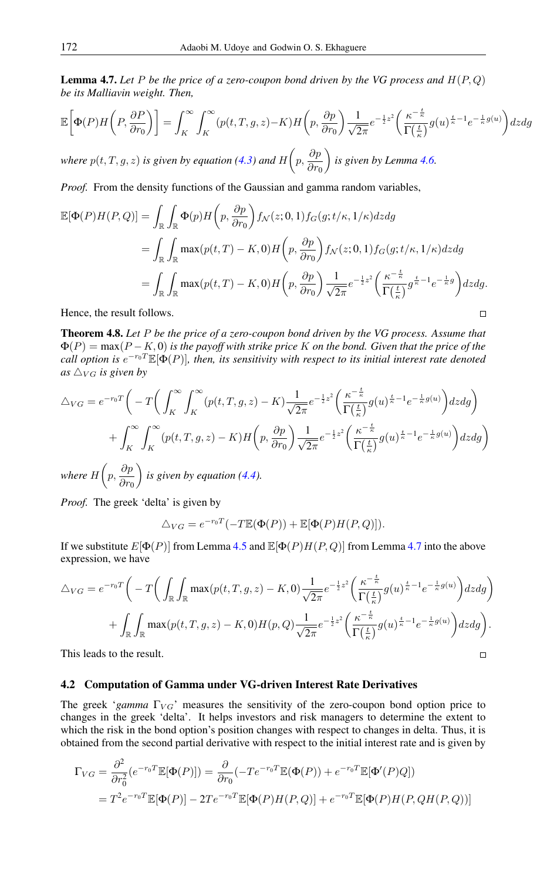**Lemma 4.7.** *Let $P$ be the price of a zero-coupon bond driven by the VG process and $H(P,Q)$ be its Malliavin weight. Then,*

$$\mathbb{E}\bigg[\Phi(P)H\bigg(P,\frac{\partial P}{\partial r_0}\bigg)\bigg] = \int_K^\infty \int_K^\infty (p(t,T,g,z)-K)H\bigg(p,\frac{\partial p}{\partial r_0}\bigg)\frac{1}{\sqrt{2\pi}}e^{-\frac{1}{2}z^2}\bigg(\frac{\kappa^{-\frac{t}{\kappa}}}{\Gamma\big(\frac{t}{\kappa}\big)}g(u)^{\frac{t}{\kappa}-1}e^{-\frac{1}{\kappa}g(u)}\bigg)dzdg$$

*where $p(t,T,g,z)$ is given by equation (4.3) and $H\bigg(p,\dfrac{\partial p}{\partial r_0}\bigg)$ is given by Lemma 4.6.*

*Proof.* From the density functions of the Gaussian and gamma random variables,

$$\begin{aligned}
\mathbb{E}[\Phi(P)H(P,Q)] &= \int_{\mathbb{R}}\int_{\mathbb{R}} \Phi(p)H\bigg(p,\frac{\partial p}{\partial r_0}\bigg)f_{\mathcal{N}}(z;0,1)f_G(g;t/\kappa,1/\kappa)dzdg \\
&= \int_{\mathbb{R}}\int_{\mathbb{R}} \max(p(t,T)-K,0)H\bigg(p,\frac{\partial p}{\partial r_0}\bigg)f_{\mathcal{N}}(z;0,1)f_G(g;t/\kappa,1/\kappa)dzdg \\
&= \int_{\mathbb{R}}\int_{\mathbb{R}} \max(p(t,T)-K,0)H\bigg(p,\frac{\partial p}{\partial r_0}\bigg)\frac{1}{\sqrt{2\pi}}e^{-\frac{1}{2}z^2}\bigg(\frac{\kappa^{-\frac{t}{\kappa}}}{\Gamma\big(\frac{t}{\kappa}\big)}g^{\frac{t}{\kappa}-1}e^{-\frac{1}{\kappa}g}\bigg)dzdg.
\end{aligned}$$

Hence, the result follows. ∎

**Theorem 4.8.** *Let $P$ be the price of a zero-coupon bond driven by the VG process. Assume that $\Phi(P) = \max(P-K,0)$ is the payoff with strike price $K$ on the bond. Given that the price of the call option is $e^{-r_0T}\mathbb{E}[\Phi(P)]$, then, its sensitivity with respect to its initial interest rate denoted as $\triangle_{VG}$ is given by*

$$\begin{aligned}
\triangle_{VG} = e^{-r_0T}\bigg(&-T\bigg(\int_K^\infty\int_K^\infty (p(t,T,g,z)-K)\frac{1}{\sqrt{2\pi}}e^{-\frac{1}{2}z^2}\bigg(\frac{\kappa^{-\frac{t}{\kappa}}}{\Gamma\big(\frac{t}{\kappa}\big)}g(u)^{\frac{t}{\kappa}-1}e^{-\frac{1}{\kappa}g(u)}\bigg)dzdg\bigg) \\
&+\int_K^\infty\int_K^\infty (p(t,T,g,z)-K)H\bigg(p,\frac{\partial p}{\partial r_0}\bigg)\frac{1}{\sqrt{2\pi}}e^{-\frac{1}{2}z^2}\bigg(\frac{\kappa^{-\frac{t}{\kappa}}}{\Gamma\big(\frac{t}{\kappa}\big)}g(u)^{\frac{t}{\kappa}-1}e^{-\frac{1}{\kappa}g(u)}\bigg)dzdg\bigg)
\end{aligned}$$

*where $H\bigg(p,\dfrac{\partial p}{\partial r_0}\bigg)$ is given by equation (4.4).*

*Proof.* The greek 'delta' is given by

$$\triangle_{VG} = e^{-r_0T}(-T\mathbb{E}(\Phi(P)) + \mathbb{E}[\Phi(P)H(P,Q)]).$$

If we substitute $E[\Phi(P)]$ from Lemma 4.5 and $\mathbb{E}[\Phi(P)H(P,Q)]$ from Lemma 4.7 into the above expression, we have

$$\begin{aligned}
\triangle_{VG} = e^{-r_0T}\bigg(&-T\bigg(\int_{\mathbb{R}}\int_{\mathbb{R}} \max(p(t,T,g,z)-K,0)\frac{1}{\sqrt{2\pi}}e^{-\frac{1}{2}z^2}\bigg(\frac{\kappa^{-\frac{t}{\kappa}}}{\Gamma\big(\frac{t}{\kappa}\big)}g(u)^{\frac{t}{\kappa}-1}e^{-\frac{1}{\kappa}g(u)}\bigg)dzdg\bigg) \\
&+\int_{\mathbb{R}}\int_{\mathbb{R}} \max(p(t,T,g,z)-K,0)H(p,Q)\frac{1}{\sqrt{2\pi}}e^{-\frac{1}{2}z^2}\bigg(\frac{\kappa^{-\frac{t}{\kappa}}}{\Gamma\big(\frac{t}{\kappa}\big)}g(u)^{\frac{t}{\kappa}-1}e^{-\frac{1}{\kappa}g(u)}\bigg)dzdg\bigg).
\end{aligned}$$

This leads to the result. ∎

### 4.2 Computation of Gamma under VG-driven Interest Rate Derivatives

The greek '*gamma* $\Gamma_{VG}$' measures the sensitivity of the zero-coupon bond option price to changes in the greek 'delta'. It helps investors and risk managers to determine the extent to which the risk in the bond option's position changes with respect to changes in delta. Thus, it is obtained from the second partial derivative with respect to the initial interest rate and is given by

$$\begin{aligned}
\Gamma_{VG} &= \frac{\partial^2}{\partial r_0^2}(e^{-r_0T}\mathbb{E}[\Phi(P)]) = \frac{\partial}{\partial r_0}(-Te^{-r_0T}\mathbb{E}(\Phi(P)) + e^{-r_0T}\mathbb{E}[\Phi'(P)Q]) \\
&= T^2e^{-r_0T}\mathbb{E}[\Phi(P)] - 2Te^{-r_0T}\mathbb{E}[\Phi(P)H(P,Q)] + e^{-r_0T}\mathbb{E}[\Phi(P)H(P,QH(P,Q))]
\end{aligned}$$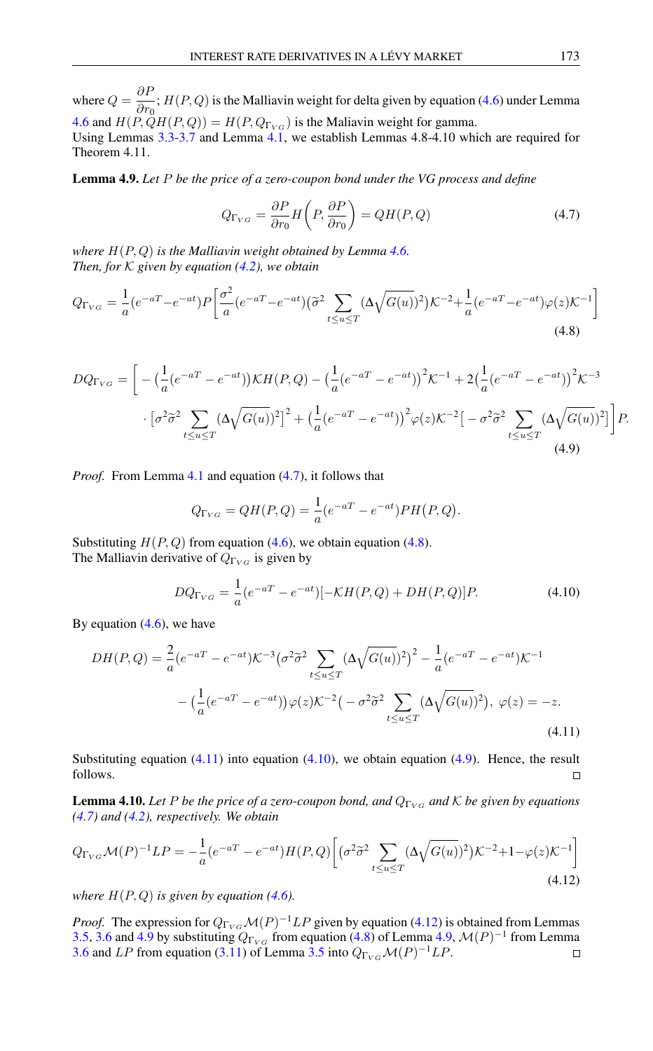where $Q = \dfrac{\partial P}{\partial r_0}$; $H(P,Q)$ is the Malliavin weight for delta given by equation (4.6) under Lemma 4.6 and $H(P, QH(P,Q)) = H(P, Q_{\Gamma_{VG}})$ is the Maliavin weight for gamma.
Using Lemmas 3.3-3.7 and Lemma 4.1, we establish Lemmas 4.8-4.10 which are required for Theorem 4.11.

**Lemma 4.9.** *Let $P$ be the price of a zero-coupon bond under the VG process and define*

$$Q_{\Gamma_{VG}} = \frac{\partial P}{\partial r_0} H\Big(P, \frac{\partial P}{\partial r_0}\Big) = QH(P,Q) \tag{4.7}$$

*where $H(P,Q)$ is the Malliavin weight obtained by Lemma 4.6.*
*Then, for $\mathcal{K}$ given by equation (4.2), we obtain*

$$Q_{\Gamma_{VG}} = \frac{1}{a}(e^{-aT} - e^{-at})P\Big[\frac{\sigma^2}{a}(e^{-aT} - e^{-at})(\widetilde{\sigma}^2 \sum_{t\le u\le T}(\Delta\sqrt{G(u)})^2)\mathcal{K}^{-2} + \frac{1}{a}(e^{-aT} - e^{-at})\varphi(z)\mathcal{K}^{-1}\Big] \tag{4.8}$$

$$\begin{aligned} DQ_{\Gamma_{VG}} = \Big[ &- \big(\frac{1}{a}(e^{-aT} - e^{-at})\big)\mathcal{K}H(P,Q) - \big(\frac{1}{a}(e^{-aT} - e^{-at})\big)^2\mathcal{K}^{-1} + 2\big(\frac{1}{a}(e^{-aT} - e^{-at})\big)^2\mathcal{K}^{-3} \\ &\cdot \big[\sigma^2\widetilde{\sigma}^2 \sum_{t\le u\le T}(\Delta\sqrt{G(u)})^2\big]^2 + \big(\frac{1}{a}(e^{-aT} - e^{-at})\big)^2\varphi(z)\mathcal{K}^{-2}\big[-\sigma^2\widetilde{\sigma}^2 \sum_{t\le u\le T}(\Delta\sqrt{G(u)})^2\big]\Big]P. \end{aligned} \tag{4.9}$$

*Proof.* From Lemma 4.1 and equation (4.7), it follows that

$$Q_{\Gamma_{VG}} = QH(P,Q) = \frac{1}{a}(e^{-aT} - e^{-at})PH\big(P,Q\big).$$

Substituting $H(P,Q)$ from equation (4.6), we obtain equation (4.8).
The Malliavin derivative of $Q_{\Gamma_{VG}}$ is given by

$$DQ_{\Gamma_{VG}} = \frac{1}{a}(e^{-aT} - e^{-at})[-\mathcal{K}H(P,Q) + DH(P,Q)]P. \tag{4.10}$$

By equation (4.6), we have

$$\begin{aligned} DH(P,Q) = &\frac{2}{a}(e^{-aT} - e^{-at})\mathcal{K}^{-3}\big(\sigma^2\widetilde{\sigma}^2 \sum_{t\le u\le T}(\Delta\sqrt{G(u)})^2\big)^2 - \frac{1}{a}(e^{-aT} - e^{-at})\mathcal{K}^{-1} \\ &- \big(\frac{1}{a}(e^{-aT} - e^{-at})\big)\varphi(z)\mathcal{K}^{-2}\big(-\sigma^2\widetilde{\sigma}^2 \sum_{t\le u\le T}(\Delta\sqrt{G(u)})^2\big), \ \varphi(z) = -z. \end{aligned} \tag{4.11}$$

Substituting equation (4.11) into equation (4.10), we obtain equation (4.9). Hence, the result follows. ∎

**Lemma 4.10.** *Let $P$ be the price of a zero-coupon bond, and $Q_{\Gamma_{VG}}$ and $\mathcal{K}$ be given by equations (4.7) and (4.2), respectively. We obtain*

$$Q_{\Gamma_{VG}}\mathcal{M}(P)^{-1}LP = -\frac{1}{a}(e^{-aT} - e^{-at})H(P,Q)\Big[\big(\sigma^2\widetilde{\sigma}^2 \sum_{t\le u\le T}(\Delta\sqrt{G(u)})^2\big)\mathcal{K}^{-2} + 1 - \varphi(z)\mathcal{K}^{-1}\Big] \tag{4.12}$$

*where $H(P,Q)$ is given by equation (4.6).*

*Proof.* The expression for $Q_{\Gamma_{VG}}\mathcal{M}(P)^{-1}LP$ given by equation (4.12) is obtained from Lemmas 3.5, 3.6 and 4.9 by substituting $Q_{\Gamma_{VG}}$ from equation (4.8) of Lemma 4.9, $\mathcal{M}(P)^{-1}$ from Lemma 3.6 and $LP$ from equation (3.11) of Lemma 3.5 into $Q_{\Gamma_{VG}}\mathcal{M}(P)^{-1}LP$. ∎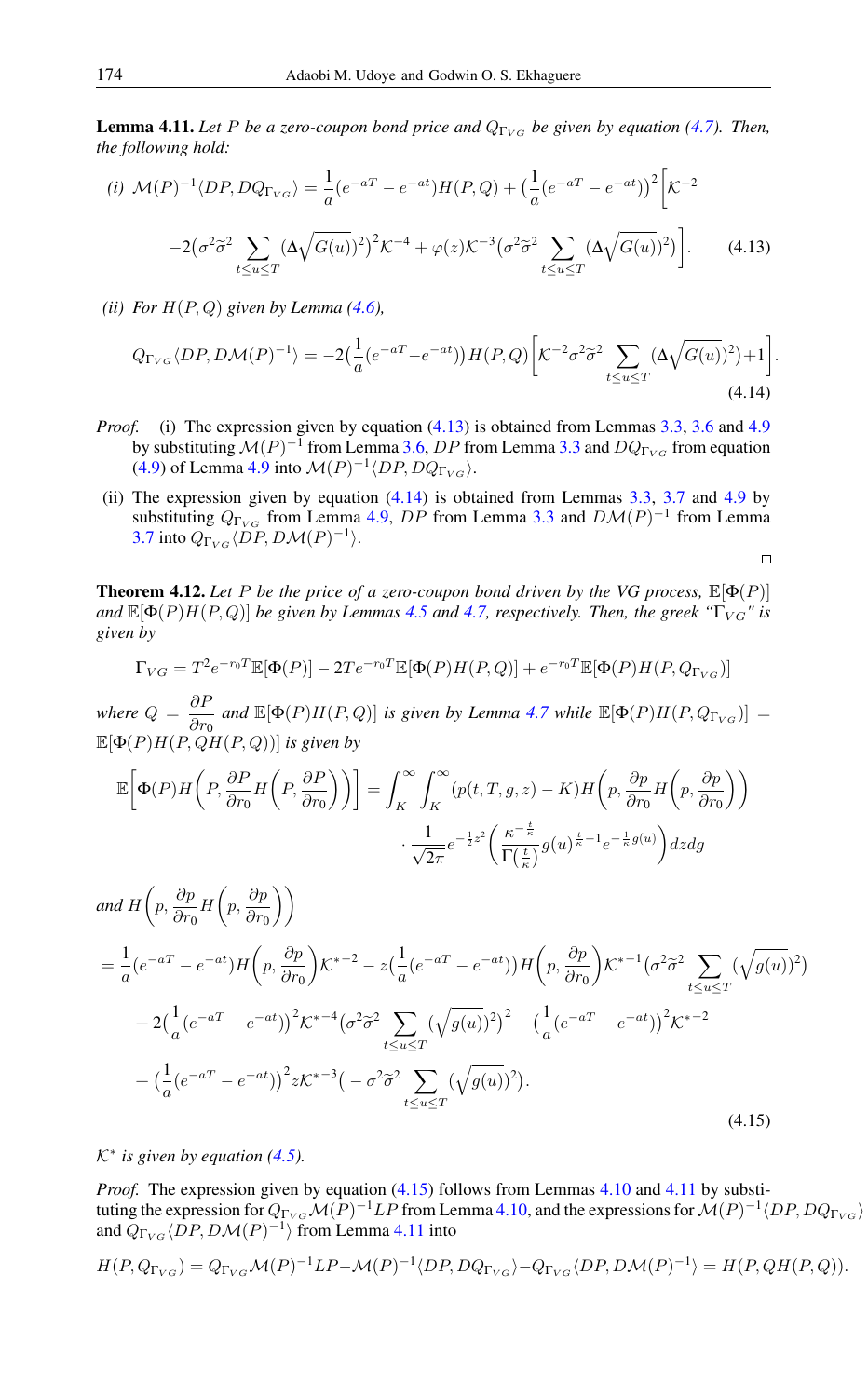**Lemma 4.11.** *Let $P$ be a zero-coupon bond price and $Q_{\Gamma_{VG}}$ be given by equation (4.7). Then, the following hold:*

*(i)* 
$$\mathcal{M}(P)^{-1}\langle DP, DQ_{\Gamma_{VG}}\rangle = \frac{1}{a}(e^{-aT}-e^{-at})H(P,Q) + \big(\frac{1}{a}(e^{-aT}-e^{-at})\big)^2\Big[\mathcal{K}^{-2} -2\big(\sigma^2\widetilde{\sigma}^2\sum_{t\leq u\leq T}(\Delta\sqrt{G(u)})^2\big)^2\mathcal{K}^{-4} + \varphi(z)\mathcal{K}^{-3}\big(\sigma^2\widetilde{\sigma}^2\sum_{t\leq u\leq T}(\Delta\sqrt{G(u)})^2\big)\Big]. \tag{4.13}$$

*(ii) For $H(P,Q)$ given by Lemma (4.6),*

$$Q_{\Gamma_{VG}}\langle DP, D\mathcal{M}(P)^{-1}\rangle = -2\big(\frac{1}{a}(e^{-aT}-e^{-at})\big)H(P,Q)\Big[\mathcal{K}^{-2}\sigma^2\widetilde{\sigma}^2\sum_{t\leq u\leq T}(\Delta\sqrt{G(u)})^2\big)+1\Big]. \tag{4.14}$$

*Proof.* (i) The expression given by equation (4.13) is obtained from Lemmas 3.3, 3.6 and 4.9 by substituting $\mathcal{M}(P)^{-1}$ from Lemma 3.6, $DP$ from Lemma 3.3 and $DQ_{\Gamma_{VG}}$ from equation (4.9) of Lemma 4.9 into $\mathcal{M}(P)^{-1}\langle DP, DQ_{\Gamma_{VG}}\rangle$.

(ii) The expression given by equation (4.14) is obtained from Lemmas 3.3, 3.7 and 4.9 by substituting $Q_{\Gamma_{VG}}$ from Lemma 4.9, $DP$ from Lemma 3.3 and $D\mathcal{M}(P)^{-1}$ from Lemma 3.7 into $Q_{\Gamma_{VG}}\langle DP, D\mathcal{M}(P)^{-1}\rangle$. □

**Theorem 4.12.** *Let $P$ be the price of a zero-coupon bond driven by the VG process, $\mathbb{E}[\Phi(P)]$ and $\mathbb{E}[\Phi(P)H(P,Q)]$ be given by Lemmas 4.5 and 4.7, respectively. Then, the greek "$\Gamma_{VG}$" is given by*

$$\Gamma_{VG} = T^2e^{-r_0T}\mathbb{E}[\Phi(P)] - 2Te^{-r_0T}\mathbb{E}[\Phi(P)H(P,Q)] + e^{-r_0T}\mathbb{E}[\Phi(P)H(P,Q_{\Gamma_{VG}})]$$

*where $Q = \dfrac{\partial P}{\partial r_0}$ and $\mathbb{E}[\Phi(P)H(P,Q)]$ is given by Lemma 4.7 while $\mathbb{E}[\Phi(P)H(P,Q_{\Gamma_{VG}})] = \mathbb{E}[\Phi(P)H(P,QH(P,Q))]$ is given by*

$$\mathbb{E}\Big[\Phi(P)H\Big(P,\frac{\partial P}{\partial r_0}H\Big(P,\frac{\partial P}{\partial r_0}\Big)\Big)\Big] = \int_K^\infty\int_K^\infty (p(t,T,g,z)-K)H\Big(p,\frac{\partial p}{\partial r_0}H\Big(p,\frac{\partial p}{\partial r_0}\Big)\Big) \cdot\frac{1}{\sqrt{2\pi}}e^{-\frac{1}{2}z^2}\Big(\frac{\kappa^{-\frac{t}{\kappa}}}{\Gamma(\frac{t}{\kappa})}g(u)^{\frac{t}{\kappa}-1}e^{-\frac{1}{\kappa}g(u)}\Big)dzdg$$

*and*
$$\begin{aligned}
H\Big(p,\frac{\partial p}{\partial r_0}H\Big(p,\frac{\partial p}{\partial r_0}\Big)\Big)
&= \frac{1}{a}(e^{-aT}-e^{-at})H\Big(p,\frac{\partial p}{\partial r_0}\Big)\mathcal{K}^{*-2} - z\big(\frac{1}{a}(e^{-aT}-e^{-at})\big)H\Big(p,\frac{\partial p}{\partial r_0}\Big)\mathcal{K}^{*-1}\big(\sigma^2\widetilde{\sigma}^2\sum_{t\leq u\leq T}(\sqrt{g(u)})^2\big)\\
&+2\big(\frac{1}{a}(e^{-aT}-e^{-at})\big)^2\mathcal{K}^{*-4}\big(\sigma^2\widetilde{\sigma}^2\sum_{t\leq u\leq T}(\sqrt{g(u)})^2\big)^2 - \big(\frac{1}{a}(e^{-aT}-e^{-at})\big)^2\mathcal{K}^{*-2}\\
&+\big(\frac{1}{a}(e^{-aT}-e^{-at})\big)^2 z\mathcal{K}^{*-3}\big(-\sigma^2\widetilde{\sigma}^2\sum_{t\leq u\leq T}(\sqrt{g(u)})^2\big).
\end{aligned} \tag{4.15}$$

*$\mathcal{K}^*$ is given by equation (4.5).*

*Proof.* The expression given by equation (4.15) follows from Lemmas 4.10 and 4.11 by substituting the expression for $Q_{\Gamma_{VG}}\mathcal{M}(P)^{-1}LP$ from Lemma 4.10, and the expressions for $\mathcal{M}(P)^{-1}\langle DP, DQ_{\Gamma_{VG}}\rangle$ and $Q_{\Gamma_{VG}}\langle DP, D\mathcal{M}(P)^{-1}\rangle$ from Lemma 4.11 into

$$H(P,Q_{\Gamma_{VG}}) = Q_{\Gamma_{VG}}\mathcal{M}(P)^{-1}LP - \mathcal{M}(P)^{-1}\langle DP, DQ_{\Gamma_{VG}}\rangle - Q_{\Gamma_{VG}}\langle DP, D\mathcal{M}(P)^{-1}\rangle = H(P,QH(P,Q)).$$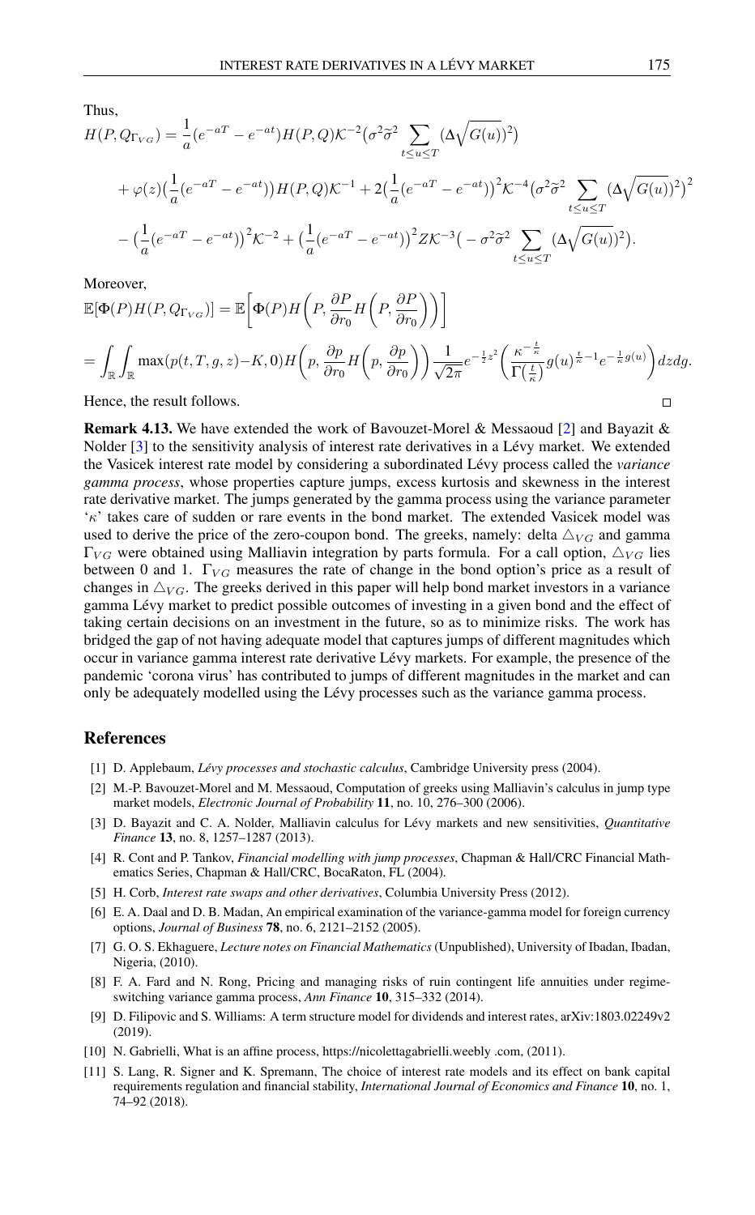Thus,

$$H(P, Q_{\Gamma_{VG}}) = \frac{1}{a}(e^{-aT} - e^{-at})H(P,Q)\mathcal{K}^{-2}\big(\sigma^2\widetilde{\sigma}^2 \sum_{t\leq u\leq T}(\Delta\sqrt{G(u)})^2\big)$$

$$+ \varphi(z)\big(\frac{1}{a}(e^{-aT} - e^{-at})\big)H(P,Q)\mathcal{K}^{-1} + 2\big(\frac{1}{a}(e^{-aT} - e^{-at})\big)^2\mathcal{K}^{-4}\big(\sigma^2\widetilde{\sigma}^2 \sum_{t\leq u\leq T}(\Delta\sqrt{G(u)})^2\big)^2$$

$$- \big(\frac{1}{a}(e^{-aT} - e^{-at})\big)^2\mathcal{K}^{-2} + \big(\frac{1}{a}(e^{-aT} - e^{-at})\big)^2 Z\mathcal{K}^{-3}\big(-\sigma^2\widetilde{\sigma}^2 \sum_{t\leq u\leq T}(\Delta\sqrt{G(u)})^2\big).$$

Moreover,

$$\mathbb{E}[\Phi(P)H(P, Q_{\Gamma_{VG}})] = \mathbb{E}\bigg[\Phi(P)H\bigg(P, \frac{\partial P}{\partial r_0}H\bigg(P, \frac{\partial P}{\partial r_0}\bigg)\bigg)\bigg]$$

$$= \int_{\mathbb{R}}\int_{\mathbb{R}} \max(p(t,T,g,z) - K, 0)H\bigg(p, \frac{\partial p}{\partial r_0}H\bigg(p, \frac{\partial p}{\partial r_0}\bigg)\bigg)\frac{1}{\sqrt{2\pi}}e^{-\frac{1}{2}z^2}\bigg(\frac{\kappa^{-\frac{t}{\kappa}}}{\Gamma\big(\frac{t}{\kappa}\big)}g(u)^{\frac{t}{\kappa}-1}e^{-\frac{1}{\kappa}g(u)}\bigg)dzdg.$$

Hence, the result follows. □

**Remark 4.13.** We have extended the work of Bavouzet-Morel & Messaoud [2] and Bayazit & Nolder [3] to the sensitivity analysis of interest rate derivatives in a Lévy market. We extended the Vasicek interest rate model by considering a subordinated Lévy process called the *variance gamma process*, whose properties capture jumps, excess kurtosis and skewness in the interest rate derivative market. The jumps generated by the gamma process using the variance parameter '$\kappa$' takes care of sudden or rare events in the bond market. The extended Vasicek model was used to derive the price of the zero-coupon bond. The greeks, namely: delta $\triangle_{VG}$ and gamma $\Gamma_{VG}$ were obtained using Malliavin integration by parts formula. For a call option, $\triangle_{VG}$ lies between 0 and 1. $\Gamma_{VG}$ measures the rate of change in the bond option's price as a result of changes in $\triangle_{VG}$. The greeks derived in this paper will help bond market investors in a variance gamma Lévy market to predict possible outcomes of investing in a given bond and the effect of taking certain decisions on an investment in the future, so as to minimize risks. The work has bridged the gap of not having adequate model that captures jumps of different magnitudes which occur in variance gamma interest rate derivative Lévy markets. For example, the presence of the pandemic 'corona virus' has contributed to jumps of different magnitudes in the market and can only be adequately modelled using the Lévy processes such as the variance gamma process.

## References

[1] D. Applebaum, *Lévy processes and stochastic calculus*, Cambridge University press (2004).

[2] M.-P. Bavouzet-Morel and M. Messaoud, Computation of greeks using Malliavin's calculus in jump type market models, *Electronic Journal of Probability* **11**, no. 10, 276–300 (2006).

[3] D. Bayazit and C. A. Nolder, Malliavin calculus for Lévy markets and new sensitivities, *Quantitative Finance* **13**, no. 8, 1257–1287 (2013).

[4] R. Cont and P. Tankov, *Financial modelling with jump processes*, Chapman & Hall/CRC Financial Mathematics Series, Chapman & Hall/CRC, BocaRaton, FL (2004).

[5] H. Corb, *Interest rate swaps and other derivatives*, Columbia University Press (2012).

[6] E. A. Daal and D. B. Madan, An empirical examination of the variance-gamma model for foreign currency options, *Journal of Business* **78**, no. 6, 2121–2152 (2005).

[7] G. O. S. Ekhaguere, *Lecture notes on Financial Mathematics* (Unpublished), University of Ibadan, Ibadan, Nigeria, (2010).

[8] F. A. Fard and N. Rong, Pricing and managing risks of ruin contingent life annuities under regime-switching variance gamma process, *Ann Finance* **10**, 315–332 (2014).

[9] D. Filipovic and S. Williams: A term structure model for dividends and interest rates, arXiv:1803.02249v2 (2019).

[10] N. Gabrielli, What is an affine process, https://nicolettagabrielli.weebly .com, (2011).

[11] S. Lang, R. Signer and K. Spremann, The choice of interest rate models and its effect on bank capital requirements regulation and financial stability, *International Journal of Economics and Finance* **10**, no. 1, 74–92 (2018).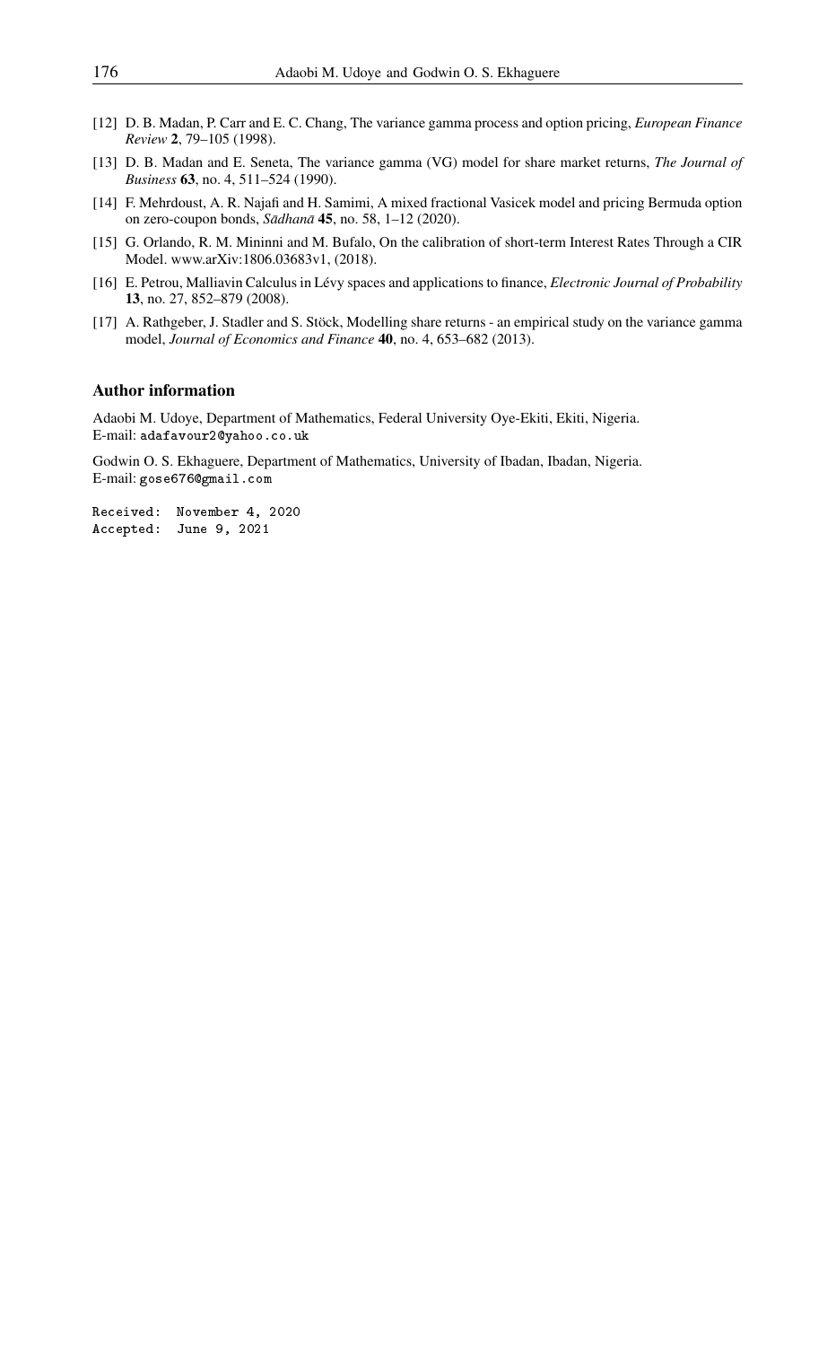[12] D. B. Madan, P. Carr and E. C. Chang, The variance gamma process and option pricing, *European Finance Review* **2**, 79–105 (1998).

[13] D. B. Madan and E. Seneta, The variance gamma (VG) model for share market returns, *The Journal of Business* **63**, no. 4, 511–524 (1990).

[14] F. Mehrdoust, A. R. Najafi and H. Samimi, A mixed fractional Vasicek model and pricing Bermuda option on zero-coupon bonds, *Sādhanā* **45**, no. 58, 1–12 (2020).

[15] G. Orlando, R. M. Mininni and M. Bufalo, On the calibration of short-term Interest Rates Through a CIR Model. www.arXiv:1806.03683v1, (2018).

[16] E. Petrou, Malliavin Calculus in Lévy spaces and applications to finance, *Electronic Journal of Probability* **13**, no. 27, 852–879 (2008).

[17] A. Rathgeber, J. Stadler and S. Stöck, Modelling share returns - an empirical study on the variance gamma model, *Journal of Economics and Finance* **40**, no. 4, 653–682 (2013).

### Author information

Adaobi M. Udoye, Department of Mathematics, Federal University Oye-Ekiti, Ekiti, Nigeria.
E-mail: adafavour2@yahoo.co.uk

Godwin O. S. Ekhaguere, Department of Mathematics, University of Ibadan, Ibadan, Nigeria.
E-mail: gose676@gmail.com

Received: November 4, 2020
Accepted: June 9, 2021